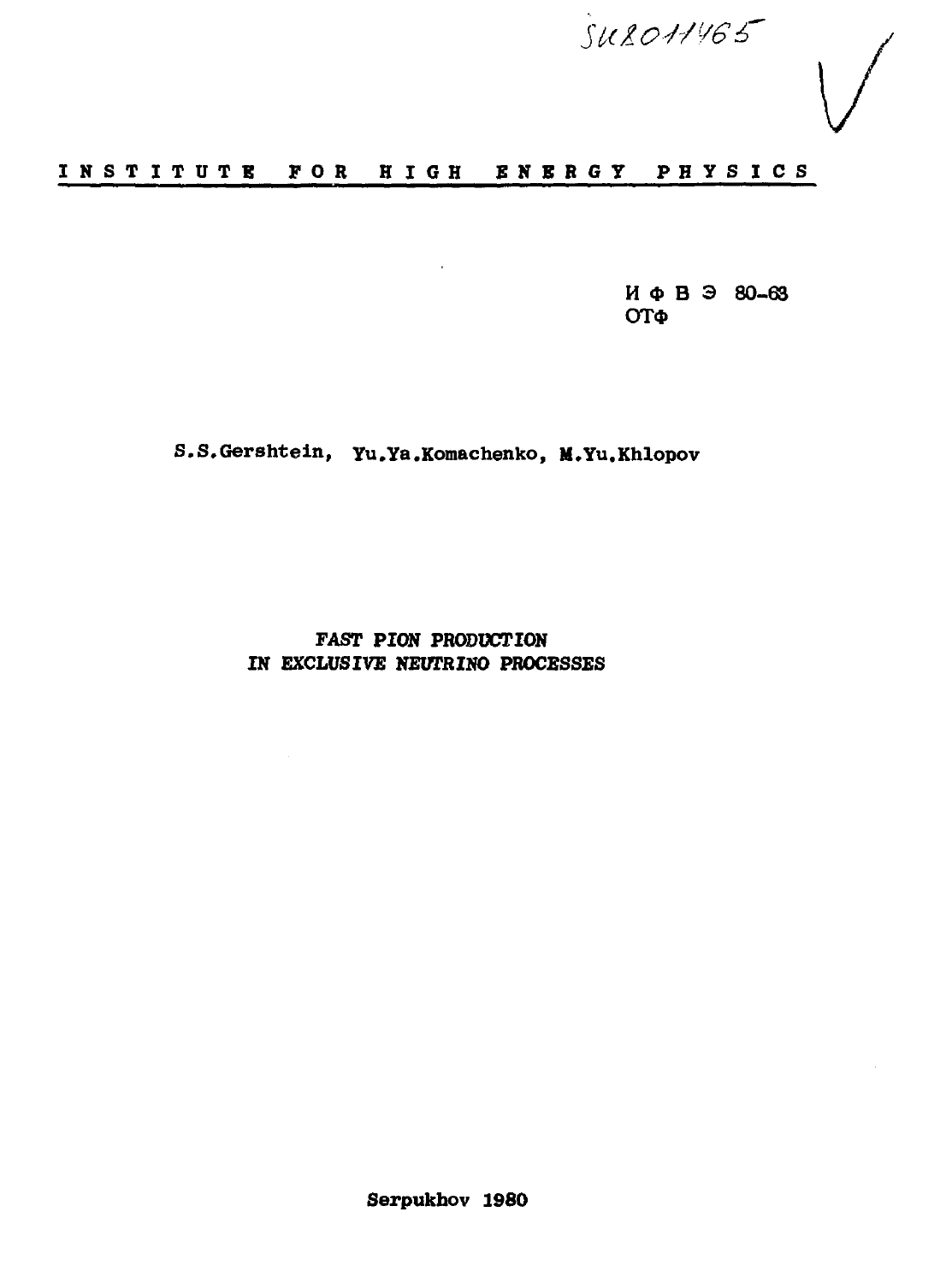SU8011465

# INSTITUTE FOR HIGH ENERGY PHYSICS

И Ф В Э 80-63
ОТФ

S.S.Gershtein, Yu.Ya.Komachenko, M.Yu.Khlopov

## FAST PION PRODUCTION IN EXCLUSIVE NEUTRINO PROCESSES

Serpukhov 1980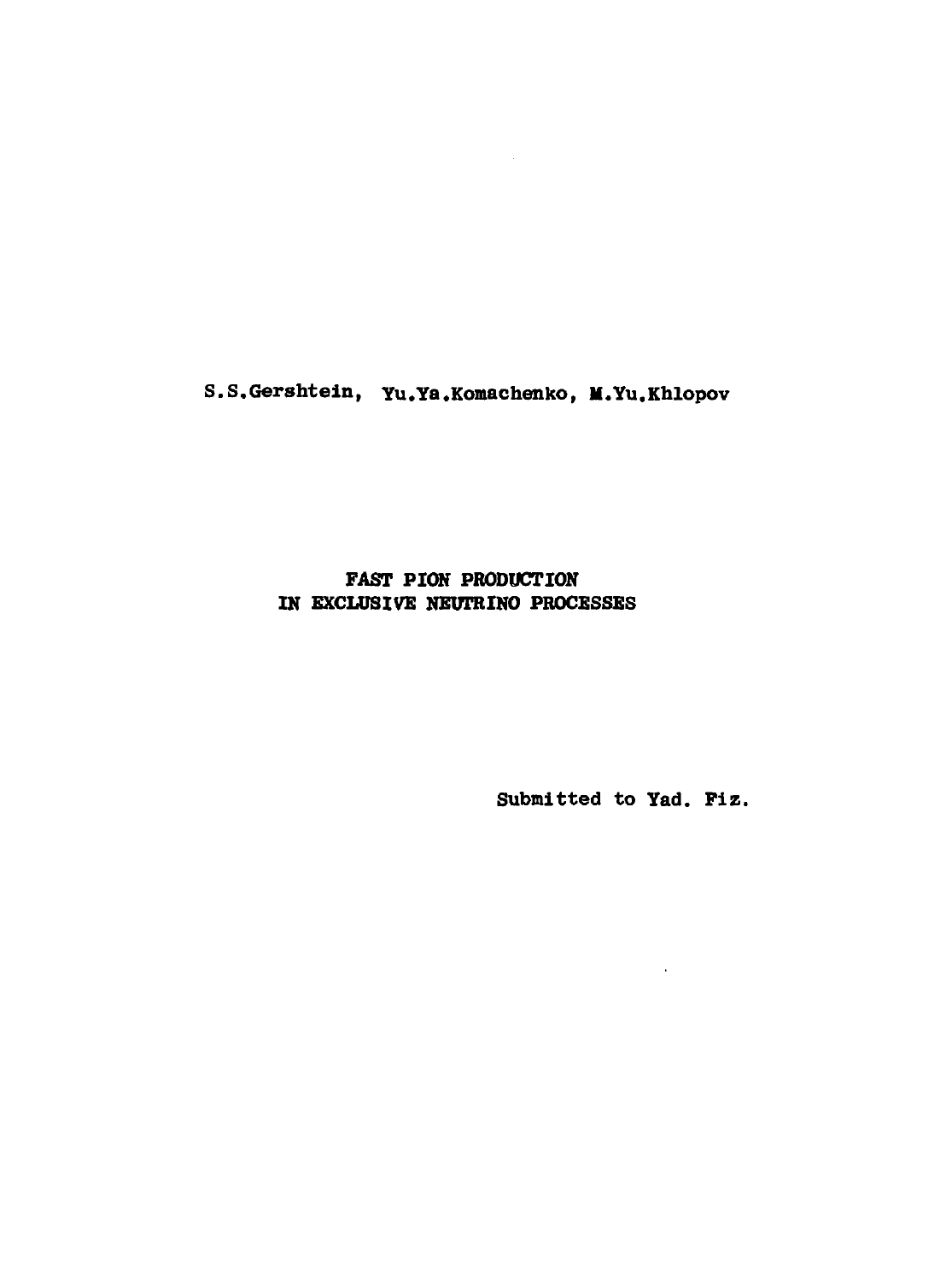S.S.Gershtein, Yu.Ya.Komachenko, M.Yu.Khlopov

# FAST PION PRODUCTION IN EXCLUSIVE NEUTRINO PROCESSES

Submitted to Yad. Fiz.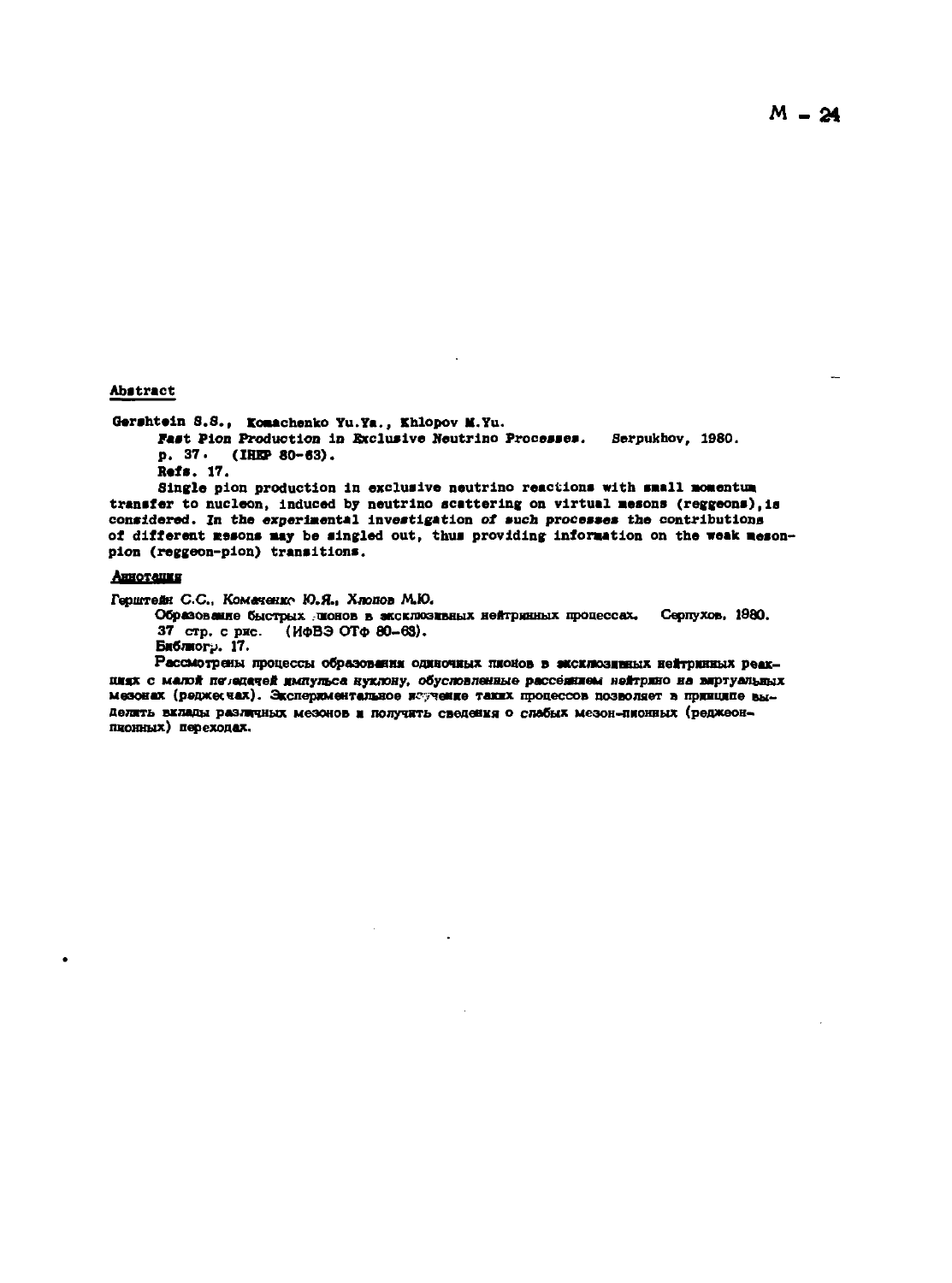M - 24

**Abstract**

Gershtein S.S., Komachenko Yu.Ya., Khlopov M.Yu.

**Fast Pion Production in Exclusive Neutrino Processes.** Serpukhov, 1980.
p. 37. (IHEP 80-63).
Refs. 17.

Single pion production in exclusive neutrino reactions with small momentum transfer to nucleon, induced by neutrino scattering on virtual mesons (reggeons), is considered. In the experimental investigation of such processes the contributions of different mesons may be singled out, thus providing information on the weak meson-pion (reggeon-pion) transitions.

**Аннотация**

*Герштейн С.С., Комаченко Ю.Я., Хлопов М.Ю.*

Образование быстрых пионов в эксклюзивных нейтринных процессах. Серпухов, 1980.
37 стр. с рис. (ИФВЭ ОТФ 80-63).
Библиогр. 17.

Рассмотрены процессы образования одиночных пионов в эксклюзивных нейтринных реакциях с малой передачей импульса нуклону, обусловленные рассеянием нейтрино на виртуальных мезонах (реджеонах). Экспериментальное изучение таких процессов позволяет в принципе выделить вклады различных мезонов и получить сведения о слабых мезон-пионных (реджеон-пионных) переходах.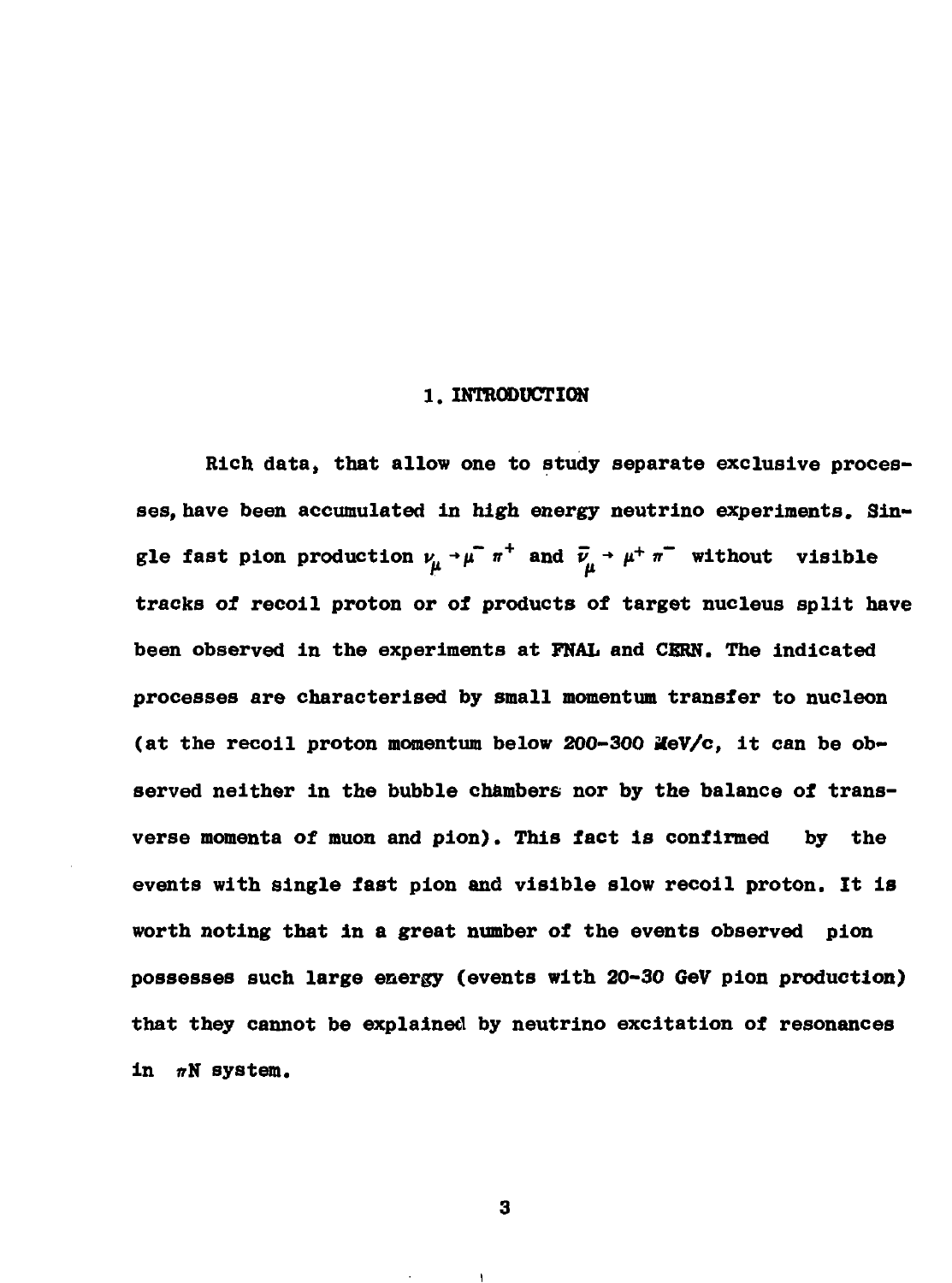# 1. INTRODUCTION

Rich data, that allow one to study separate exclusive processes, have been accumulated in high energy neutrino experiments. Single fast pion production $\nu_\mu \to \mu^- \pi^+$ and $\bar{\nu}_\mu \to \mu^+ \pi^-$ without visible tracks of recoil proton or of products of target nucleus split have been observed in the experiments at FNAL and CERN. The indicated processes are characterised by small momentum transfer to nucleon (at the recoil proton momentum below 200-300 MeV/c, it can be observed neither in the bubble chambers nor by the balance of transverse momenta of muon and pion). This fact is confirmed by the events with single fast pion and visible slow recoil proton. It is worth noting that in a great number of the events observed pion possesses such large energy (events with 20-30 GeV pion production) that they cannot be explained by neutrino excitation of resonances in $\pi N$ system.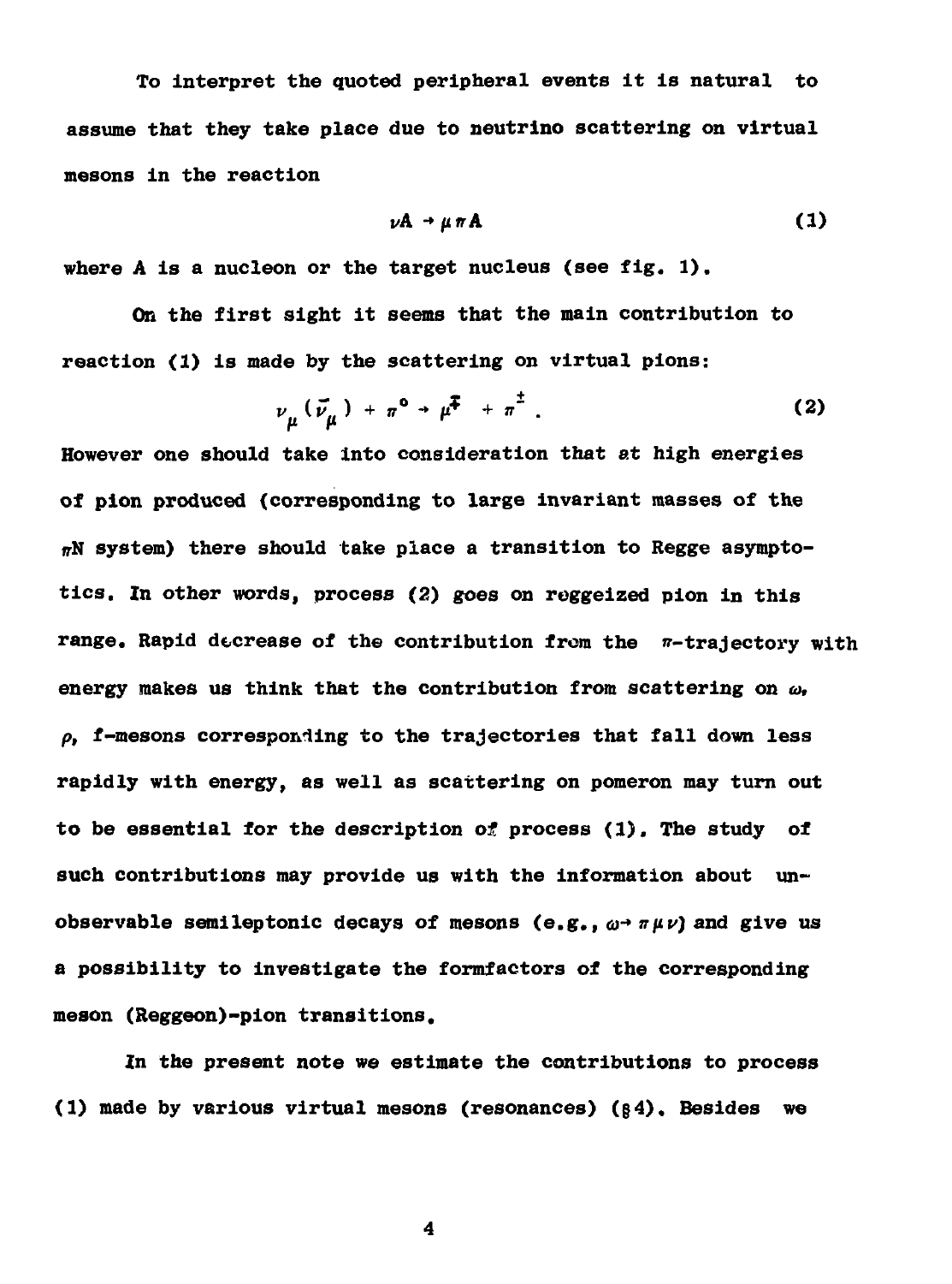To interpret the quoted peripheral events it is natural to assume that they take place due to neutrino scattering on virtual mesons in the reaction

$$\nu A \to \mu \pi A \tag{1}$$

where A is a nucleon or the target nucleus (see fig. 1).

On the first sight it seems that the main contribution to reaction (1) is made by the scattering on virtual pions:

$$\nu_\mu (\bar{\nu}_\mu) + \pi^0 \to \mu^{\mp} + \pi^{\pm} . \tag{2}$$

However one should take into consideration that at high energies of pion produced (corresponding to large invariant masses of the $\pi$N system) there should take place a transition to Regge asymptotics. In other words, process (2) goes on reggeized pion in this range. Rapid decrease of the contribution from the $\pi$-trajectory with energy makes us think that the contribution from scattering on $\omega$, $\rho$, f-mesons corresponding to the trajectories that fall down less rapidly with energy, as well as scattering on pomeron may turn out to be essential for the description of process (1). The study of such contributions may provide us with the information about unobservable semileptonic decays of mesons (e.g., $\omega \to \pi \mu \nu$) and give us a possibility to investigate the formfactors of the corresponding meson (Reggeon)-pion transitions.

In the present note we estimate the contributions to process (1) made by various virtual mesons (resonances) (§4). Besides we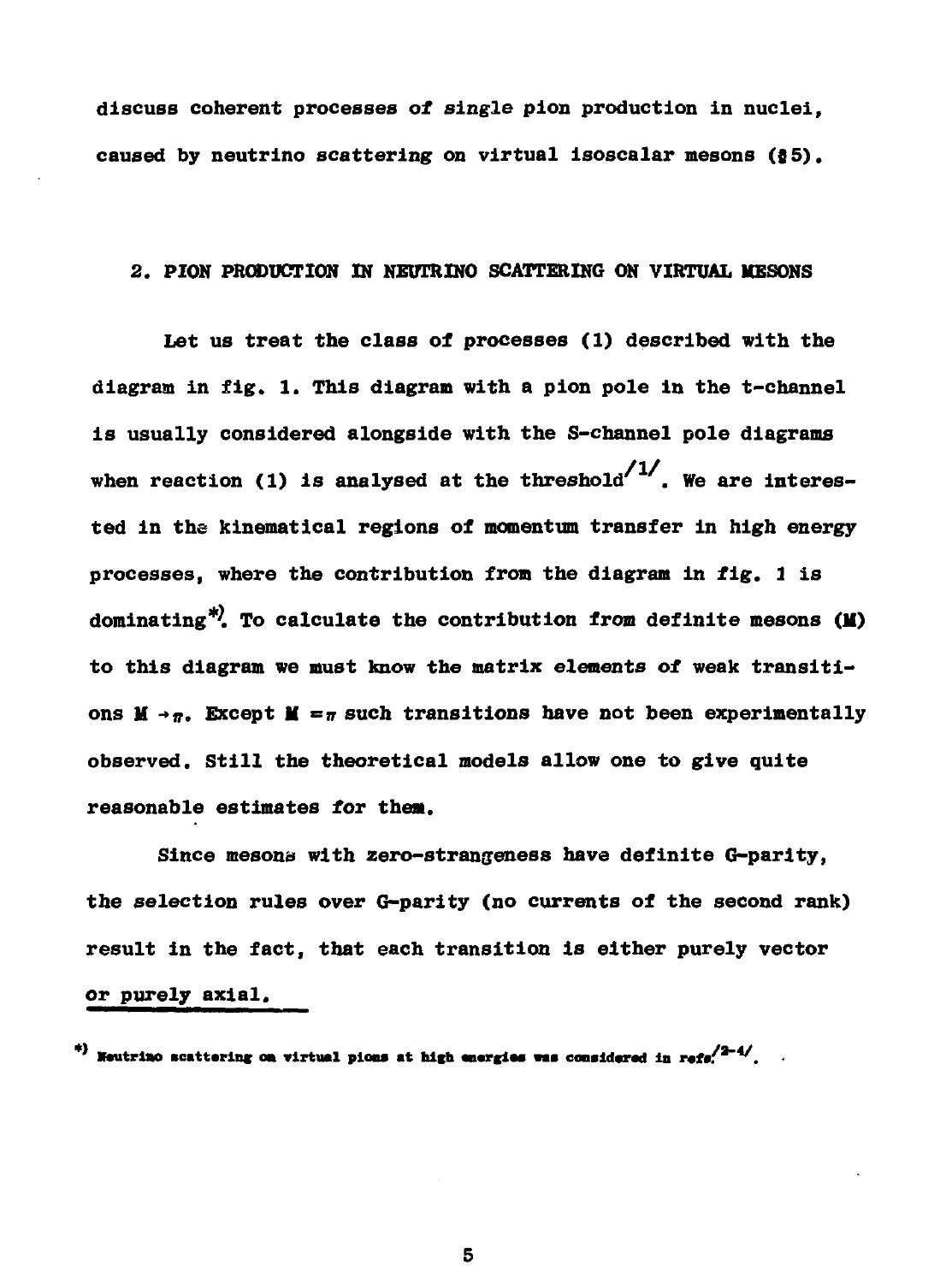discuss coherent processes of single pion production in nuclei, caused by neutrino scattering on virtual isoscalar mesons (§5).

## 2. PION PRODUCTION IN NEUTRINO SCATTERING ON VIRTUAL MESONS

Let us treat the class of processes (1) described with the diagram in fig. 1. This diagram with a pion pole in the t-channel is usually considered alongside with the S-channel pole diagrams when reaction (1) is analysed at the threshold /1/. We are interested in the kinematical regions of momentum transfer in high energy processes, where the contribution from the diagram in fig. 1 is dominating*). To calculate the contribution from definite mesons (M) to this diagram we must know the matrix elements of weak transitions $M \to \pi$. Except $M = \pi$ such transitions have not been experimentally observed. Still the theoretical models allow one to give quite reasonable estimates for them.

Since mesons with zero-strangeness have definite G-parity, the selection rules over G-parity (no currents of the second rank) result in the fact, that each transition is either purely vector or purely axial.

*) Neutrino scattering on virtual pions at high energies was considered in refs. /2-4/.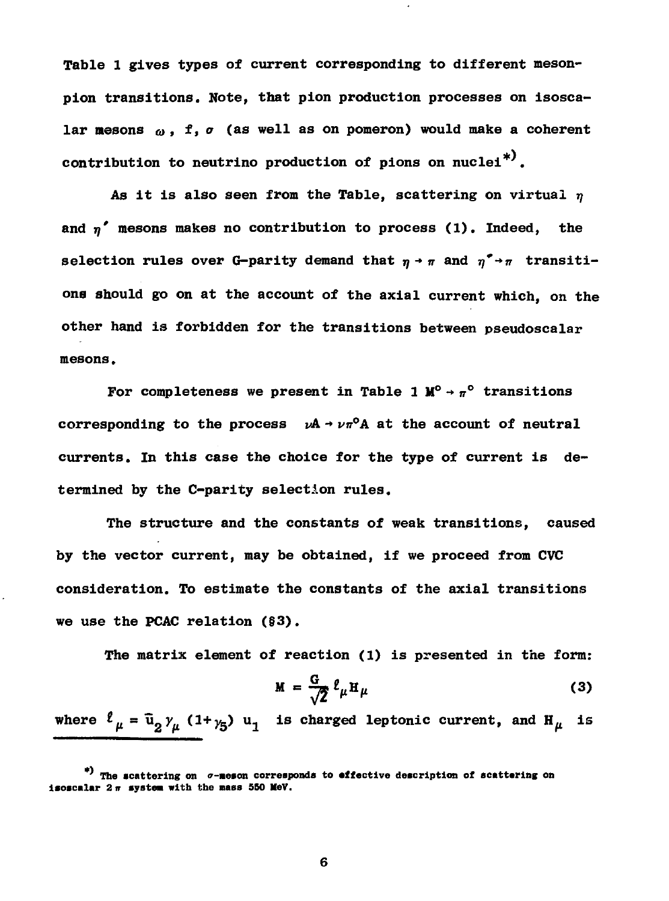Table 1 gives types of current corresponding to different meson-pion transitions. Note, that pion production processes on isoscalar mesons $\omega$, f, $\sigma$ (as well as on pomeron) would make a coherent contribution to neutrino production of pions on nuclei*).

As it is also seen from the Table, scattering on virtual $\eta$ and $\eta'$ mesons makes no contribution to process (1). Indeed, the selection rules over G-parity demand that $\eta \to \pi$ and $\eta' \to \pi$ transitions should go on at the account of the axial current which, on the other hand is forbidden for the transitions between pseudoscalar mesons.

For completeness we present in Table 1 $M^0 \to \pi^0$ transitions corresponding to the process $\nu A \to \nu \pi^0 A$ at the account of neutral currents. In this case the choice for the type of current is determined by the C-parity selection rules.

The structure and the constants of weak transitions, caused by the vector current, may be obtained, if we proceed from CVC consideration. To estimate the constants of the axial transitions we use the PCAC relation (§3).

The matrix element of reaction (1) is presented in the form:

$$M = \frac{G}{\sqrt{2}} \ell_\mu H_\mu \tag{3}$$

where $\ell_\mu = \bar{u}_2 \gamma_\mu (1+\gamma_5) u_1$ is charged leptonic current, and $H_\mu$ is

---

*) The scattering on $\sigma$-meson corresponds to effective description of scattering on isoscalar $2\pi$ system with the mass 550 MeV.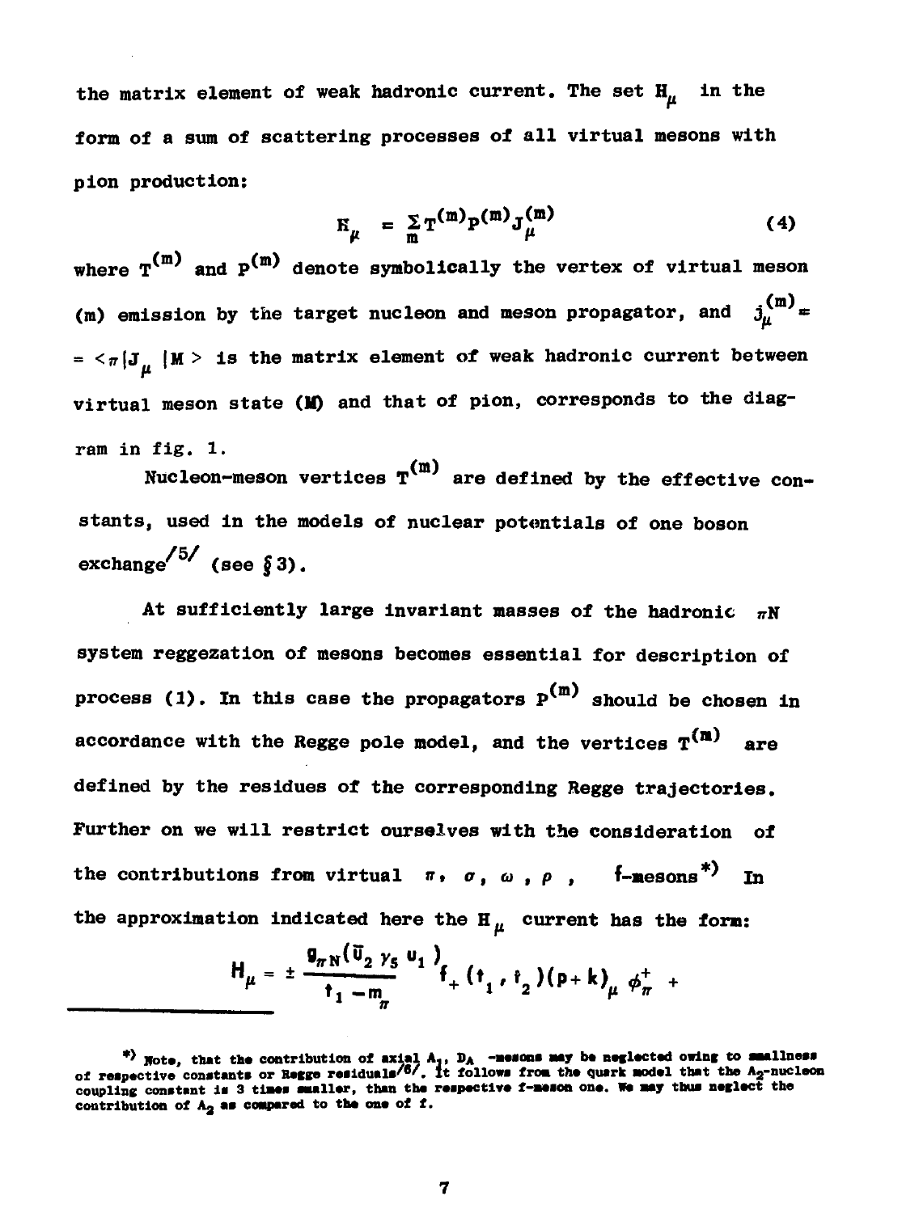the matrix element of weak hadronic current. The set $H_\mu$ in the form of a sum of scattering processes of all virtual mesons with pion production:

$$H_\mu = \sum_m T^{(m)} P^{(m)} J_\mu^{(m)} \tag{4}$$

where $T^{(m)}$ and $P^{(m)}$ denote symbolically the vertex of virtual meson (m) emission by the target nucleon and meson propagator, and $j_\mu^{(m)} = \langle \pi | J_\mu | M \rangle$ is the matrix element of weak hadronic current between virtual meson state (M) and that of pion, corresponds to the diagram in fig. 1.

Nucleon-meson vertices $T^{(m)}$ are defined by the effective constants, used in the models of nuclear potentials of one boson exchange[5] (see § 3).

At sufficiently large invariant masses of the hadronic $\pi N$ system reggezation of mesons becomes essential for description of process (1). In this case the propagators $P^{(m)}$ should be chosen in accordance with the Regge pole model, and the vertices $T^{(m)}$ are defined by the residues of the corresponding Regge trajectories. Further on we will restrict ourselves with the consideration of the contributions from virtual $\pi$, $\sigma$, $\omega$, $\rho$, f-mesons*). In the approximation indicated here the $H_\mu$ current has the form:

$$H_\mu = \pm \frac{g_{\pi N}(\bar{u}_2 \gamma_5 u_1)}{t_1 - m_\pi} f_+(t_1, t_2)(p+k)_\mu \phi_\pi^+ +$$

---

*) Note, that the contribution of axial $A_1$, $D_A$ -mesons may be neglected owing to smallness of respective constants or Regge residuals[6]. It follows from the quark model that the $A_2$-nucleon coupling constant is 3 times smaller, than the respective f-meson one. We may thus neglect the contribution of $A_2$ as compared to the one of f.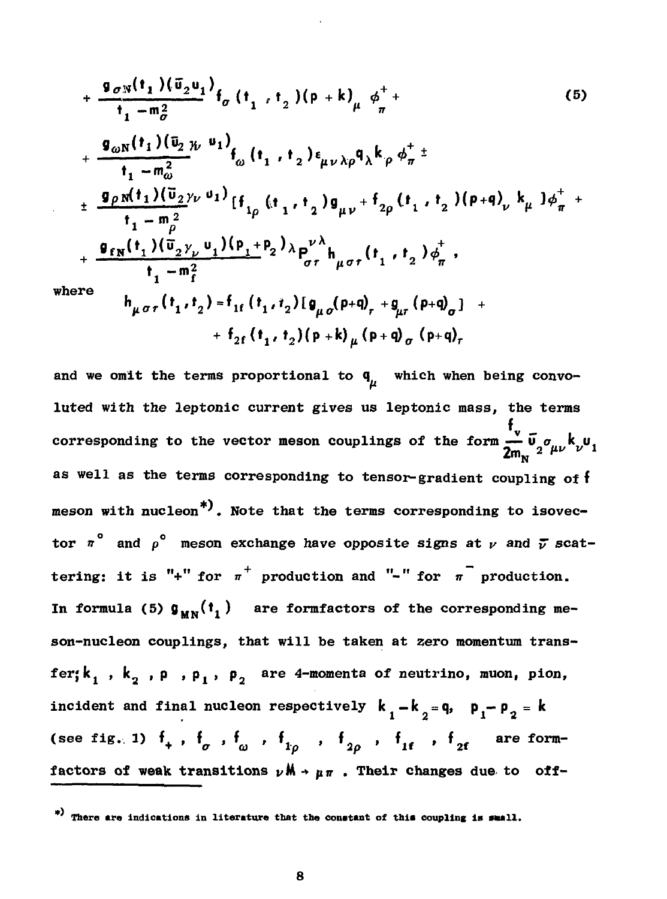$$
+ \frac{g_{\sigma N}(t_1)(\bar{u}_2 u_1)}{t_1 - m_\sigma^2} f_\sigma(t_1, t_2)(p+k)_\mu \phi_\pi^+ + \tag{5}
$$

$$
+ \frac{g_{\omega N}(t_1)(\bar{u}_2 \gamma_\nu u_1)}{t_1 - m_\omega^2} f_\omega(t_1, t_2)\epsilon_{\mu\nu\lambda\rho} q_\lambda k_\rho \phi_\pi^+ \pm
$$

$$
\pm \frac{g_{\rho N}(t_1)(\bar{u}_2 \gamma_\nu u_1)}{t_1 - m_\rho^2} [f_{1\rho}(t_1, t_2) g_{\mu\nu} + f_{2\rho}(t_1, t_2)(p+q)_\nu k_\mu] \phi_\pi^+ +
$$

$$
+ \frac{g_{fN}(t_1)(\bar{u}_2 \gamma_\nu u_1)(p_1+p_2)_\lambda P_{\sigma\tau}^{\nu\lambda} h_{\mu\sigma\tau}(t_1, t_2)\phi_\pi^+}{t_1 - m_f^2},
$$

where

$$
h_{\mu\sigma\tau}(t_1, t_2) = f_{1f}(t_1, t_2)[g_{\mu\sigma}(p+q)_\tau + g_{\mu\tau}(p+q)_\sigma] + f_{2f}(t_1, t_2)(p+k)_\mu (p+q)_\sigma (p+q)_\tau
$$

and we omit the terms proportional to $q_\mu$ which when being convoluted with the leptonic current gives us leptonic mass, the terms corresponding to the vector meson couplings of the form $\frac{f_v}{2m_N} \bar{u}_2 \sigma_{\mu\nu} k_\nu u_1$ as well as the terms corresponding to tensor-gradient coupling of $f$ meson with nucleon*). Note that the terms corresponding to isovector $\pi^\circ$ and $\rho^\circ$ meson exchange have opposite signs at $\nu$ and $\bar{\nu}$ scattering: it is "+" for $\pi^+$ production and "-" for $\pi^-$ production. In formula (5) $g_{MN}(t_1)$ are formfactors of the corresponding meson-nucleon couplings, that will be taken at zero momentum transfer; $k_1$, $k_2$, $p$, $p_1$, $p_2$ are 4-momenta of neutrino, muon, pion, incident and final nucleon respectively $k_1 - k_2 = q$, $p_1 - p_2 = k$ (see fig. 1) $f_+$, $f_\sigma$, $f_\omega$, $f_{1\rho}$, $f_{2\rho}$, $f_{1f}$, $f_{2f}$ are formfactors of weak transitions $\nu M \to \mu\pi$. Their changes due to off-

*) There are indications in literature that the constant of this coupling is small.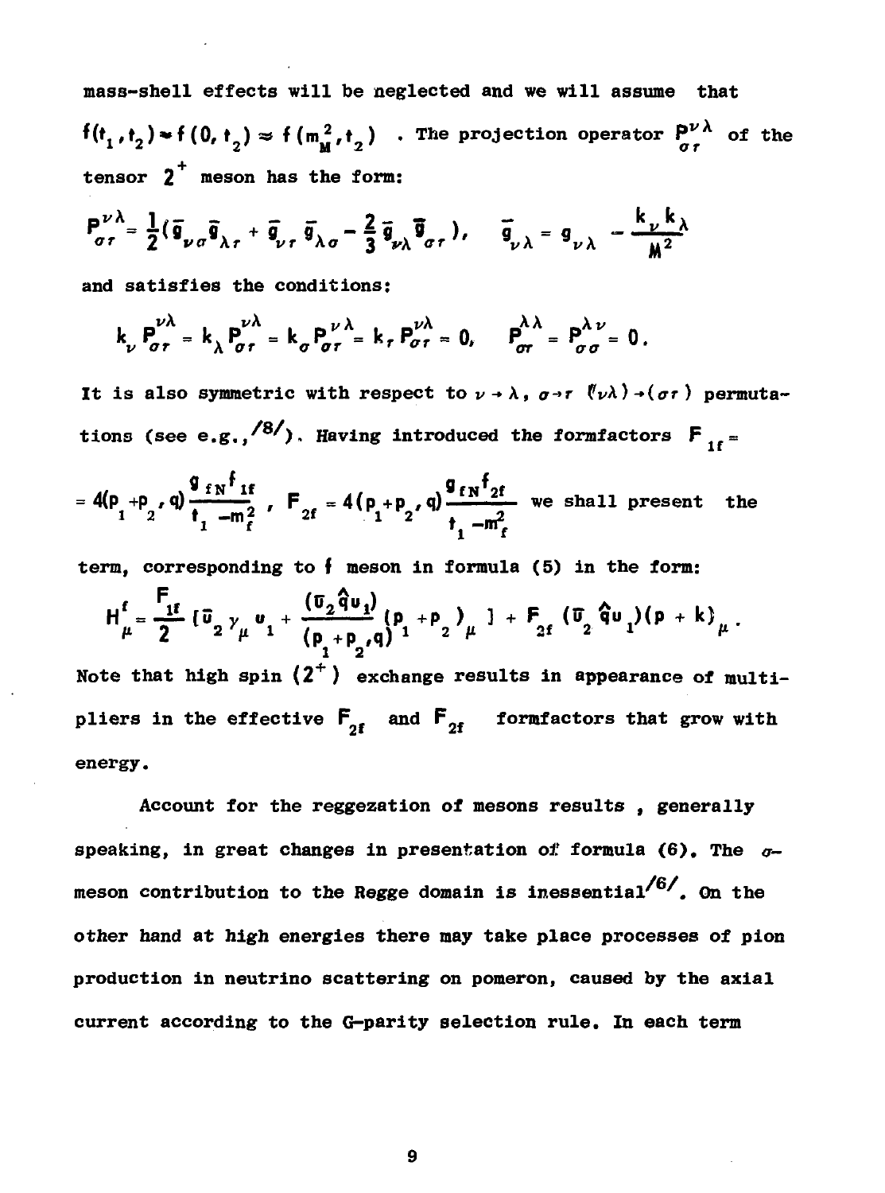mass-shell effects will be neglected and we will assume that $f(t_1, t_2) \approx f(0, t_2) \approx f(m_M^2, t_2)$ . The projection operator $P^{\nu\lambda}_{\sigma\tau}$ of the tensor $2^+$ meson has the form:

$$P^{\nu\lambda}_{\sigma\tau} = \frac{1}{2}(\bar{g}_{\nu\sigma}\bar{g}_{\lambda\tau} + \bar{g}_{\nu\tau}\bar{g}_{\lambda\sigma} - \frac{2}{3}\bar{g}_{\nu\lambda}\bar{g}_{\sigma\tau}), \quad \bar{g}_{\nu\lambda} = g_{\nu\lambda} - \frac{k_\nu k_\lambda}{M^2}$$

and satisfies the conditions:

$$k_\nu P^{\nu\lambda}_{\sigma\tau} = k_\lambda P^{\nu\lambda}_{\sigma\tau} = k_\sigma P^{\nu\lambda}_{\sigma\tau} = k_\tau P^{\nu\lambda}_{\sigma\tau} = 0, \quad P^{\lambda\lambda}_{\sigma\tau} = P^{\lambda\nu}_{\sigma\sigma} = 0.$$

It is also symmetric with respect to $\nu \to \lambda$, $\sigma \to \tau$ $(\nu\lambda) \to (\sigma\tau)$ permutations (see e.g.,[8]). Having introduced the formfactors $F_{1f} = 4(p_1 + p_2, q)\frac{g_{fN} f_{1f}}{t_1 - m_f^2}$ , $F_{2f} = 4(p_1 + p_2, q)\frac{g_{fN} f_{2f}}{t_1 - m_f^2}$ we shall present the term, corresponding to $f$ meson in formula (5) in the form:

$$H^f_\mu = \frac{F_{1f}}{2}\left[\bar{u}_2 \gamma_\mu u_1 + \frac{(\bar{u}_2 \hat{q} u_1)}{(p_1 + p_2, q)}(p_1 + p_2)_\mu\right] + F_{2f}(\bar{u}_2 \hat{q} u_1)(p + k)_\mu .$$

Note that high spin $(2^+)$ exchange results in appearance of multipliers in the effective $F_{2f}$ and $F_{2f}$ formfactors that grow with energy.

Account for the reggezation of mesons results , generally speaking, in great changes in presentation of formula (6). The $\sigma$-meson contribution to the Regge domain is inessential[6]. On the other hand at high energies there may take place processes of pion production in neutrino scattering on pomeron, caused by the axial current according to the G-parity selection rule. In each term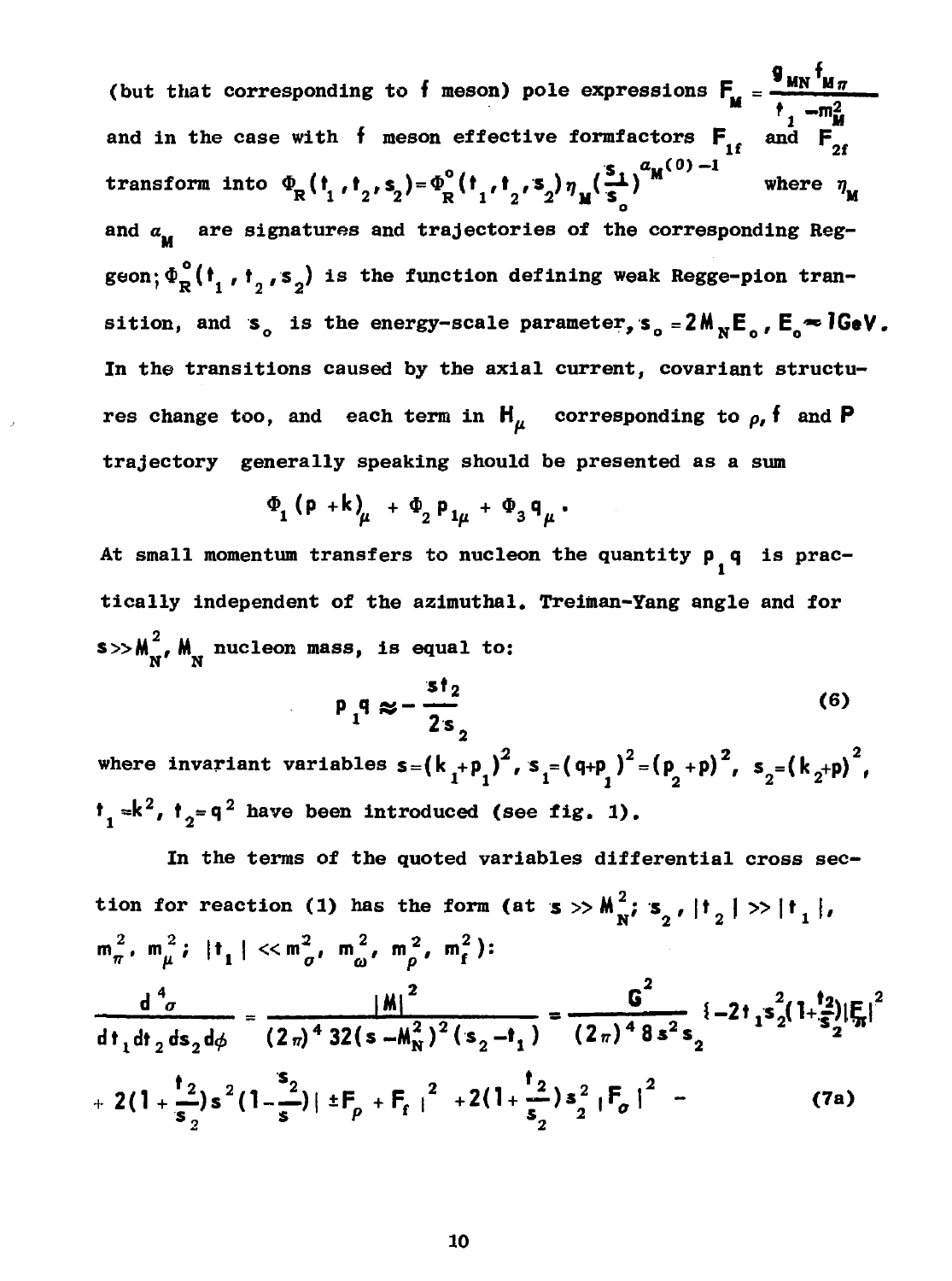(but that corresponding to $f$ meson) pole expressions $F_M = \frac{g_{MN} f_{M\pi}}{t_1 - m_M^2}$ and in the case with $f$ meson effective formfactors $F_{1f}$ and $F_{2f}$ transform into $\Phi_R(t_1, t_2, s_2) = \Phi_R^{\circ}(t_1, t_2, s_2)\eta_M(\frac{s_1}{s_0})^{\alpha_M(0)-1}$ where $\eta_M$ and $\alpha_M$ are signatures and trajectories of the corresponding Reggeon; $\Phi_R^{\circ}(t_1, t_2, s_2)$ is the function defining weak Regge-pion transition, and $s_0$ is the energy-scale parameter, $s_0 = 2M_N E_0$, $E_0 \approx 1$GeV. In the transitions caused by the axial current, covariant structures change too, and each term in $H_\mu$ corresponding to $\rho$, $f$ and $P$ trajectory generally speaking should be presented as a sum

$$\Phi_1(p+k)_\mu + \Phi_2 p_{1\mu} + \Phi_3 q_\mu .$$

At small momentum transfers to nucleon the quantity $p_1 q$ is practically independent of the azimuthal. Treiman-Yang angle and for $s \gg M_N^2$, $M_N$ nucleon mass, is equal to:

$$p_1 q \approx -\frac{s t_2}{2 s_2} \tag{6}$$

where invariant variables $s = (k_1 + p_1)^2$, $s_1 = (q + p_1)^2 = (p_2 + p)^2$, $s_2 = (k_2 + p)^2$, $t_1 = k^2$, $t_2 = q^2$ have been introduced (see fig. 1).

In the terms of the quoted variables differential cross section for reaction (1) has the form (at $s \gg M_N^2$; $s_2$, $|t_2| \gg |t_1|$, $m_\pi^2$, $m_\mu^2$; $|t_1| \ll m_\sigma^2$, $m_\omega^2$, $m_\rho^2$, $m_f^2$):

$$\frac{d^4\sigma}{dt_1 dt_2 ds_2 d\phi} = \frac{|M|^2}{(2\pi)^4 32(s - M_N^2)^2 (s_2 - t_1)} = \frac{G^2}{(2\pi)^4 8 s^2 s_2}\{-2t_1 s_2^2(1 + \frac{t_2}{s_2})|F_\pi|^2$$

$$+ 2(1 + \frac{t_2}{s_2}) s^2 (1 - \frac{s_2}{s}) | \pm F_\rho + F_f|^2 + 2(1 + \frac{t_2}{s_2}) s_2^2 |F_\sigma|^2 - \tag{7a}$$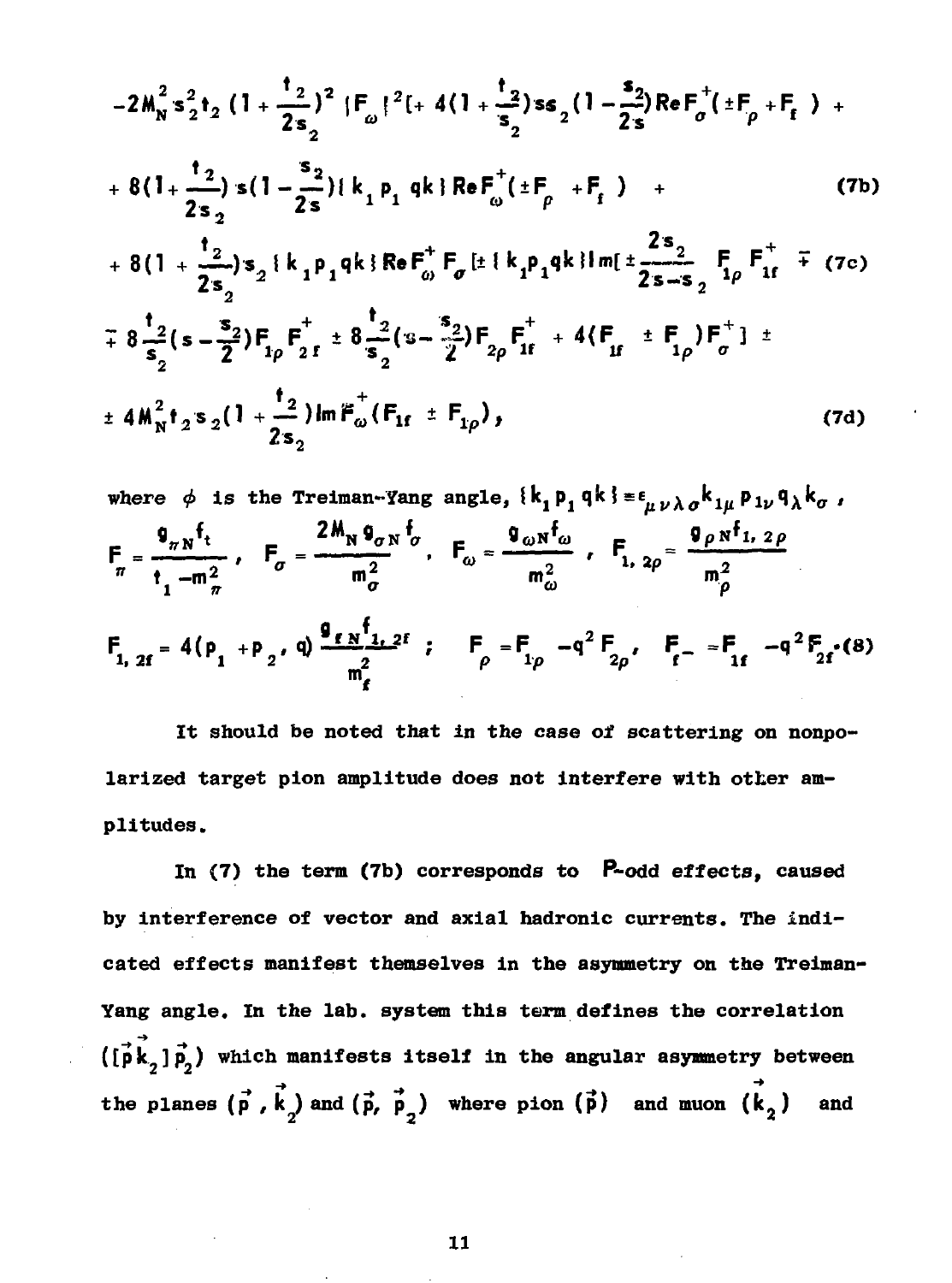$$-2M_N^2 s_2^2 t_2 \left(1+\frac{t_2}{2s_2}\right)^2 |F_\omega|^2 [+ 4\left(1+\frac{t_2}{s_2}\right) s s_2 \left(1-\frac{s_2}{2s}\right) \mathrm{Re}\, F_\sigma^+ (\pm F_\rho + F_f) +$$

$$+ 8\left(1+\frac{t_2}{2s_2}\right) s \left(1-\frac{s_2}{2s}\right) \{k_1 p_1 qk\} \mathrm{Re}\, F_\omega^+ (\pm F_\rho + F_f) + \tag{7b}$$

$$+ 8\left(1+\frac{t_2}{2s_2}\right) s_2 \{k_1 p_1 qk\} \mathrm{Re}\, F_\omega^+ F_\sigma [\pm \{k_1 p_1 qk\} \mathrm{Im}[\pm \frac{2s_2}{2s-s_2} F_{1\rho} F_{1f}^+ \mp \tag{7c}$$

$$\mp 8\frac{t_2}{s_2}\left(s-\frac{s_2}{2}\right) F_{1\rho} F_{2f}^+ \pm 8\frac{t_2}{s_2}\left(s-\frac{s_2}{2}\right) F_{2\rho} F_{1f}^+ + 4(F_{1f} \pm F_{1\rho}) F_\sigma^+ ] \pm$$

$$\pm 4M_N^2 t_2 s_2 \left(1+\frac{t_2}{2s_2}\right) \mathrm{Im}\, F_\omega^+ (F_{1f} \pm F_{1\rho}), \tag{7d}$$

where $\phi$ is the Treiman-Yang angle, $\{k_1 p_1 qk\} \equiv \epsilon_{\mu\nu\lambda\sigma} k_{1\mu} p_{1\nu} q_\lambda k_\sigma$,

$$F_\pi = \frac{g_{\pi N} f_t}{t_1 - m_\pi^2}, \quad F_\sigma = \frac{2M_N g_{\sigma N} f_\sigma}{m_\sigma^2}, \quad F_\omega = \frac{g_{\omega N} f_\omega}{m_\omega^2}, \quad F_{1,2\rho} = \frac{g_{\rho N} f_{1,2\rho}}{m_\rho^2}$$

$$F_{1,2f} = 4(p_1 + p_2, q) \frac{g_{fN} f_{1,2f}}{m_f^2}; \quad F_\rho = F_{1\rho} - q^2 F_{2\rho}, \quad F_f = F_{1f} - q^2 F_{2f}. \tag{8}$$

It should be noted that in the case of scattering on nonpolarized target pion amplitude does not interfere with other amplitudes.

In (7) the term (7b) corresponds to P-odd effects, caused by interference of vector and axial hadronic currents. The indicated effects manifest themselves in the asymmetry on the Treiman-Yang angle. In the lab. system this term defines the correlation $([\vec{p}\vec{k}_2]\vec{p}_2)$ which manifests itself in the angular asymmetry between the planes $(\vec{p}, \vec{k}_2)$ and $(\vec{p}, \vec{p}_2)$ where pion $(\vec{p})$ and muon $(\vec{k}_2)$ and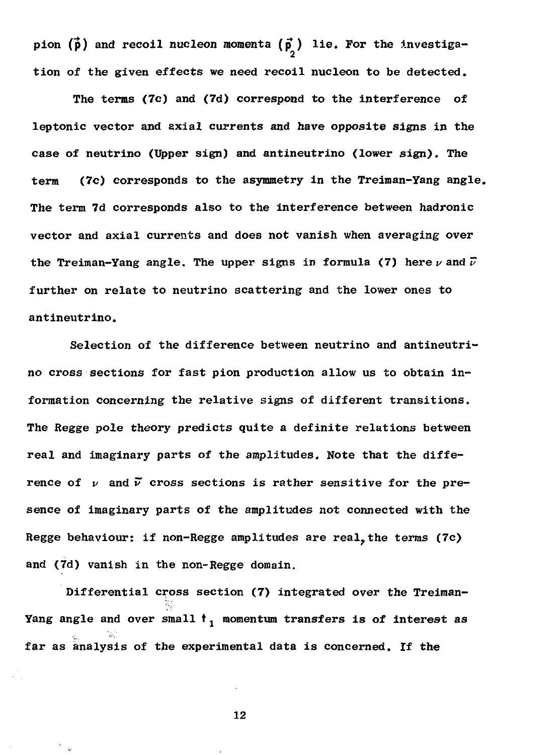pion ($\vec{p}$) and recoil nucleon momenta ($\vec{p}_2$) lie. For the investigation of the given effects we need recoil nucleon to be detected.

The terms (7c) and (7d) correspond to the interference of leptonic vector and axial currents and have opposite signs in the case of neutrino (Upper sign) and antineutrino (lower sign). The term (7c) corresponds to the asymmetry in the Treiman-Yang angle. The term 7d corresponds also to the interference between hadronic vector and axial currents and does not vanish when averaging over the Treiman-Yang angle. The upper signs in formula (7) here $\nu$ and $\bar{\nu}$ further on relate to neutrino scattering and the lower ones to antineutrino.

Selection of the difference between neutrino and antineutrino cross sections for fast pion production allow us to obtain information concerning the relative signs of different transitions. The Regge pole theory predicts quite a definite relations between real and imaginary parts of the amplitudes. Note that the difference of $\nu$ and $\bar{\nu}$ cross sections is rather sensitive for the presence of imaginary parts of the amplitudes not connected with the Regge behaviour: if non-Regge amplitudes are real, the terms (7c) and (7d) vanish in the non-Regge domain.

Differential cross section (7) integrated over the Treiman-Yang angle and over small $t_1$ momentum transfers is of interest as far as analysis of the experimental data is concerned. If the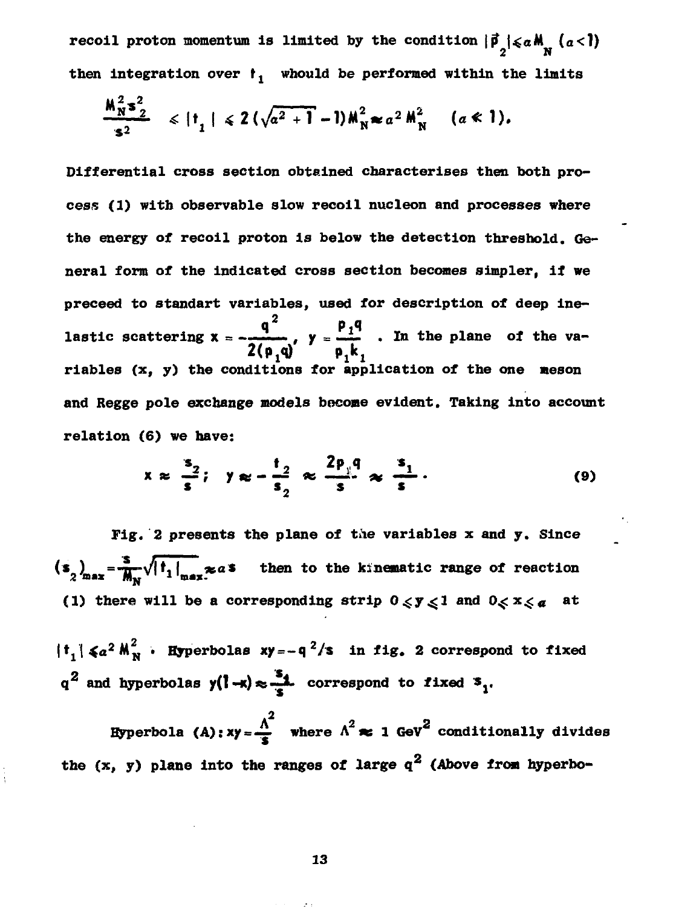recoil proton momentum is limited by the condition $|\vec{p}_2| \leqslant a M_N$ $(a<1)$ then integration over $t_1$ whould be performed within the limits

$$\frac{M_N^2 s_2^2}{s^2} \leqslant |t_1| \leqslant 2(\sqrt{a^2+1}-1)M_N^2 \approx a^2 M_N^2 \quad (a \ll 1).$$

Differential cross section obtained characterises then both process (1) with observable slow recoil nucleon and processes where the energy of recoil proton is below the detection threshold. General form of the indicated cross section becomes simpler, if we preceed to standart variables, used for description of deep inelastic scattering $x = -\frac{q^2}{2(p_1 q)}$, $y = \frac{p_1 q}{p_1 k_1}$. In the plane of the variables (x, y) the conditions for application of the one meson and Regge pole exchange models become evident. Taking into account relation (6) we have:

$$x \approx \frac{s_2}{s}; \quad y \approx -\frac{t_2}{s_2} \approx \frac{2p_1 q}{s} \approx \frac{s_1}{s}. \tag{9}$$

Fig. 2 presents the plane of the variables x and y. Since $(s_2)_{max} = \frac{s}{M_N}\sqrt{|t_1|_{max}} \approx a s$ then to the kinematic range of reaction (1) there will be a corresponding strip $0 \leqslant y \leqslant 1$ and $0 \leqslant x \leqslant a$ at $|t_1| \leqslant a^2 M_N^2$. Hyperbolas $xy = -q^2/s$ in fig. 2 correspond to fixed $q^2$ and hyperbolas $y(1-x) \approx \frac{s_1}{s}$ correspond to fixed $s_1$.

Hyperbola (A): $xy = \frac{\Lambda^2}{s}$ where $\Lambda^2 \approx 1$ GeV$^2$ conditionally divides the (x, y) plane into the ranges of large $q^2$ (Above from hyperbo-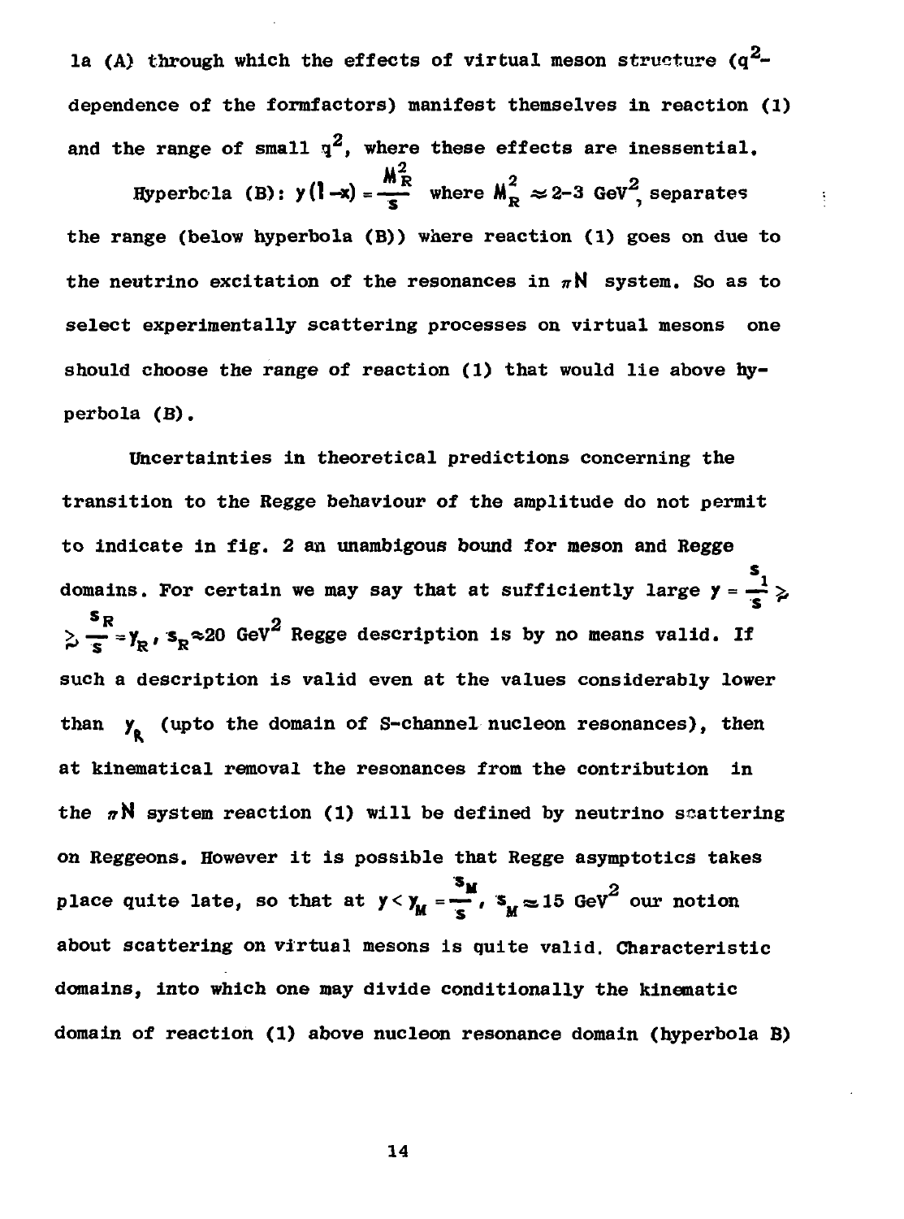la (A) through which the effects of virtual meson structure ($q^2$-dependence of the formfactors) manifest themselves in reaction (1) and the range of small $q^2$, where these effects are inessential.

Hyperbola (B): $y(1-x) = \frac{M_R^2}{s}$ where $M_R^2 \approx 2\text{-}3$ GeV$^2$, separates the range (below hyperbola (B)) where reaction (1) goes on due to the neutrino excitation of the resonances in $\pi N$ system. So as to select experimentally scattering processes on virtual mesons one should choose the range of reaction (1) that would lie above hyperbola (B).

Uncertainties in theoretical predictions concerning the transition to the Regge behaviour of the amplitude do not permit to indicate in fig. 2 an unambigous bound for meson and Regge domains. For certain we may say that at sufficiently large $y = \frac{s_1}{s} \gtrsim \frac{s_R}{s} = y_R$, $s_R \approx 20$ GeV$^2$ Regge description is by no means valid. If such a description is valid even at the values considerably lower than $y_R$ (upto the domain of S-channel nucleon resonances), then at kinematical removal the resonances from the contribution in the $\pi N$ system reaction (1) will be defined by neutrino scattering on Reggeons. However it is possible that Regge asymptotics takes place quite late, so that at $y < y_M = \frac{s_M}{s}$, $s_M \approx 15$ GeV$^2$ our notion about scattering on virtual mesons is quite valid. Characteristic domains, into which one may divide conditionally the kinematic domain of reaction (1) above nucleon resonance domain (hyperbola B)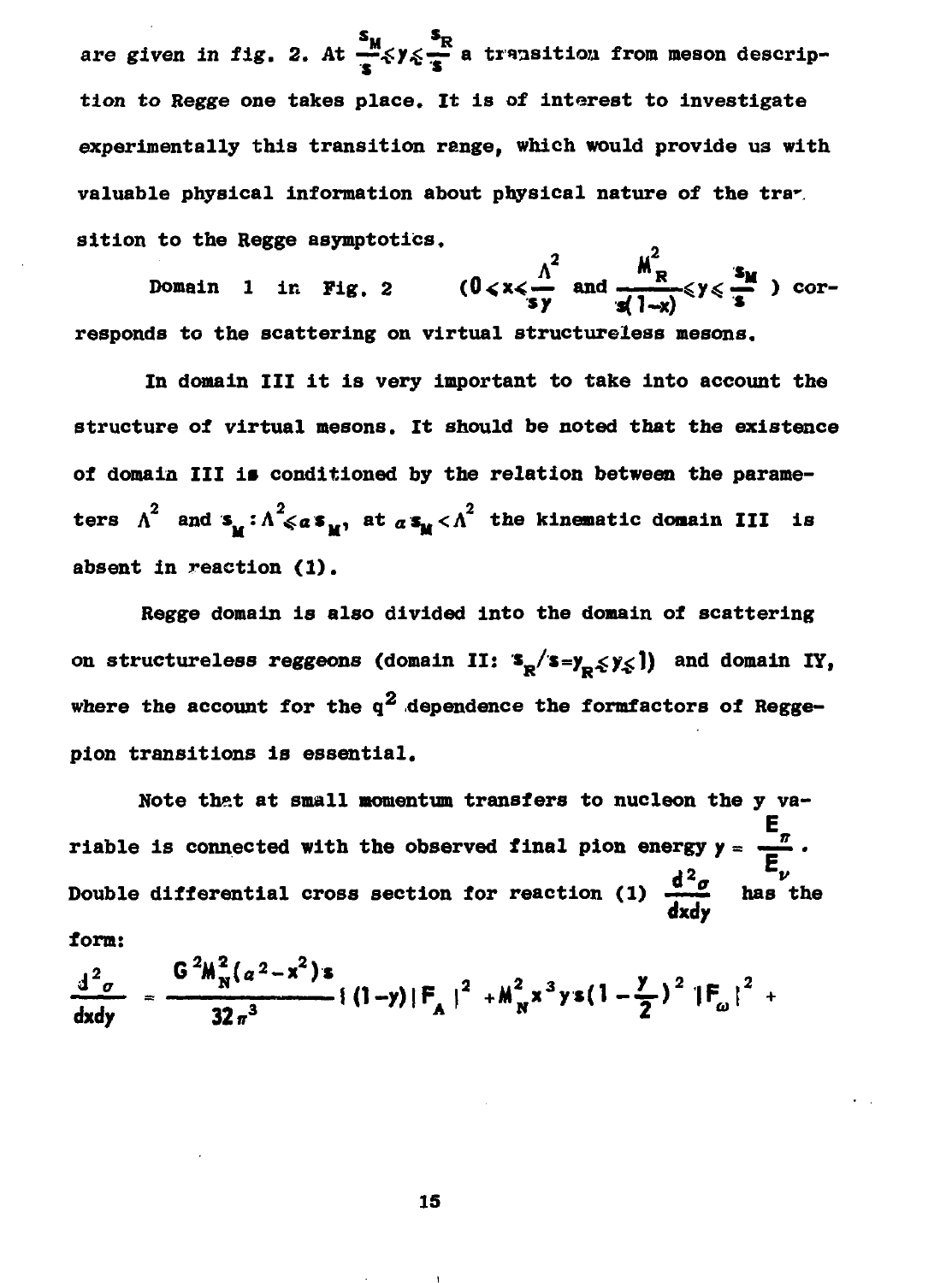are given in fig. 2. At $\frac{s_M}{s} \leqslant y \leqslant \frac{s_R}{s}$ a transition from meson description to Regge one takes place. It is of interest to investigate experimentally this transition range, which would provide us with valuable physical information about physical nature of the transition to the Regge asymptotics.

Domain 1 in Fig. 2 $\left(0 < x < \frac{\Lambda^2}{sy}\right.$ and $\left.\frac{M_R^2}{s(1-x)} \leqslant y \leqslant \frac{s_M}{s}\right)$ corresponds to the scattering on virtual structureless mesons.

In domain III it is very important to take into account the structure of virtual mesons. It should be noted that the existence of domain III is conditioned by the relation between the parameters $\Lambda^2$ and $s_M : \Lambda^2 \leqslant a s_M$, at $a s_M < \Lambda^2$ the kinematic domain III is absent in reaction (1).

Regge domain is also divided into the domain of scattering on structureless reggeons (domain II: $s_R/s = y_R \leqslant y \leqslant 1$) and domain IY, where the account for the $q^2$ dependence the formfactors of Regge-pion transitions is essential.

Note that at small momentum transfers to nucleon the y variable is connected with the observed final pion energy $y = \frac{E_\pi}{E_\nu}$. Double differential cross section for reaction (1) $\frac{d^2\sigma}{dxdy}$ has the form:

$$\frac{d^2\sigma}{dxdy} = \frac{G^2 M_N^2 (a^2 - x^2) s}{32\pi^3} \{ (1-y) |F_A|^2 + M_N^2 x^3 y s \left(1 - \frac{y}{2}\right)^2 |F_\omega|^2 +$$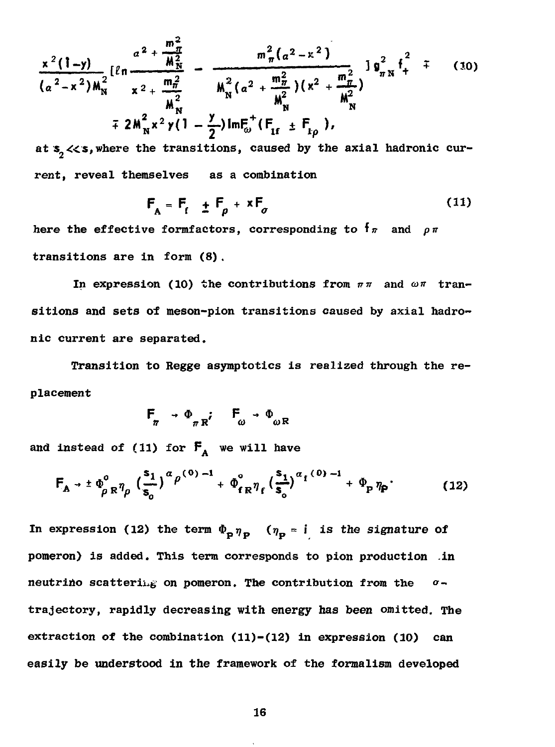$$\frac{x^2(1-y)}{(a^2-x^2)M_N^2}\left[\ln\frac{a^2+\frac{m_\pi^2}{M_N^2}}{x^2+\frac{m_\pi^2}{M_N^2}} - \frac{m_\pi^2(a^2-x^2)}{M_N^2(a^2+\frac{m_\pi^2}{M_N^2})(x^2+\frac{m_\pi^2}{M_N^2})}\right]g_{\pi N}^2 f_+^2 \mp \tag{10}$$

$$\mp 2M_N^2 x^2 y(1-\frac{y}{2})\,\mathrm{Im}F_\omega^+(F_{1f} \pm F_{1\rho}),$$

at $s_2 \ll s$, where the transitions, caused by the axial hadronic current, reveal themselves as a combination

$$F_A = F_f \pm F_\rho + xF_\sigma \tag{11}$$

here the effective formfactors, corresponding to $f\pi$ and $\rho\pi$ transitions are in form (8).

In expression (10) the contributions from $\pi\pi$ and $\omega\pi$ transitions and sets of meson-pion transitions caused by axial hadronic current are separated.

Transition to Regge asymptotics is realized through the replacement

$$F_\pi \to \Phi_{\pi R}; \quad F_\omega \to \Phi_{\omega R}$$

and instead of (11) for $F_A$ we will have

$$F_A \to \pm \Phi^o_{\rho R}\eta_\rho\left(\frac{s_1}{s_o}\right)^{\alpha_\rho(0)-1} + \Phi^o_{fR}\eta_f\left(\frac{s_1}{s_o}\right)^{\alpha_f(0)-1} + \Phi_P\eta_P. \tag{12}$$

In expression (12) the term $\Phi_P\eta_P$ ($\eta_P = i$ is the signature of pomeron) is added. This term corresponds to pion production in neutrino scattering on pomeron. The contribution from the $\sigma$-trajectory, rapidly decreasing with energy has been omitted. The extraction of the combination (11)-(12) in expression (10) can easily be understood in the framework of the formalism developed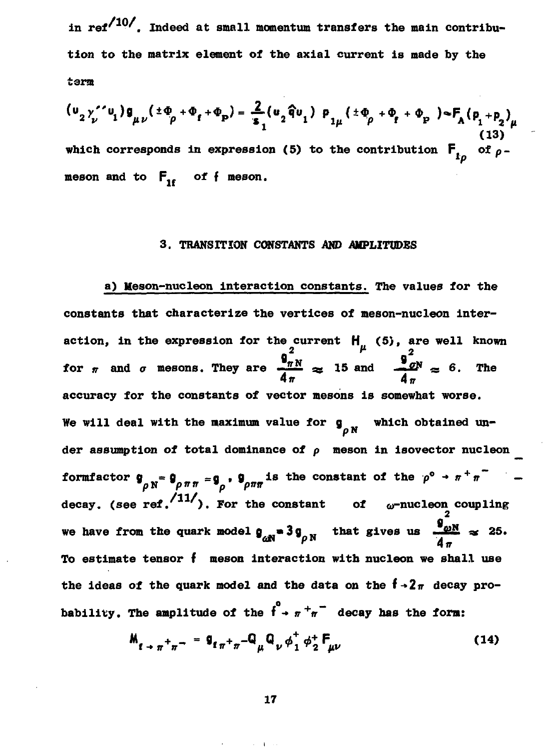in ref[10]. Indeed at small momentum transfers the main contribution to the matrix element of the axial current is made by the term

$$(u_2 \gamma_\nu'' u_1) g_{\mu\nu} (\pm \Phi_\rho + \Phi_f + \Phi_P) = \frac{2}{s_1} (u_2 \hat{q} u_1)\ p_{1\mu} (\pm \Phi_\rho + \Phi_f + \Phi_P) \sim F_A (p_1 + p_2)_\mu \tag{13}$$

which corresponds in expression (5) to the contribution $F_{1\rho}$ of $\rho$-meson and to $F_{1f}$ of $f$ meson.

### 3. TRANSITION CONSTANTS AND AMPLITUDES

a) Meson-nucleon interaction constants. The values for the constants that characterize the vertices of meson-nucleon interaction, in the expression for the current $H_\mu$ (5), are well known for $\pi$ and $\sigma$ mesons. They are $\frac{g^2_{\pi N}}{4\pi} \approx 15$ and $\frac{g^2_{\sigma N}}{4\pi} \approx 6$. The accuracy for the constants of vector mesons is somewhat worse. We will deal with the maximum value for $g_{\rho N}$ which obtained under assumption of total dominance of $\rho$ meson in isovector nucleon formfactor $g_{\rho N} = g_{\rho\pi\pi} = g_\rho$, $g_{\rho\pi\pi}$ is the constant of the $\rho^0 \to \pi^+\pi^-$ decay. (see ref.[11]). For the constant of $\omega$-nucleon coupling we have from the quark model $g_{\omega N} = 3 g_{\rho N}$ that gives us $\frac{g^2_{\omega N}}{4\pi} \approx 25$. To estimate tensor $f$ meson interaction with nucleon we shall use the ideas of the quark model and the data on the $f \to 2\pi$ decay probability. The amplitude of the $f^0 \to \pi^+\pi^-$ decay has the form:

$$M_{f \to \pi^+\pi^-} = g_{f\pi^+\pi^-} Q_\mu Q_\nu \phi_1^+ \phi_2^+ F_{\mu\nu} \tag{14}$$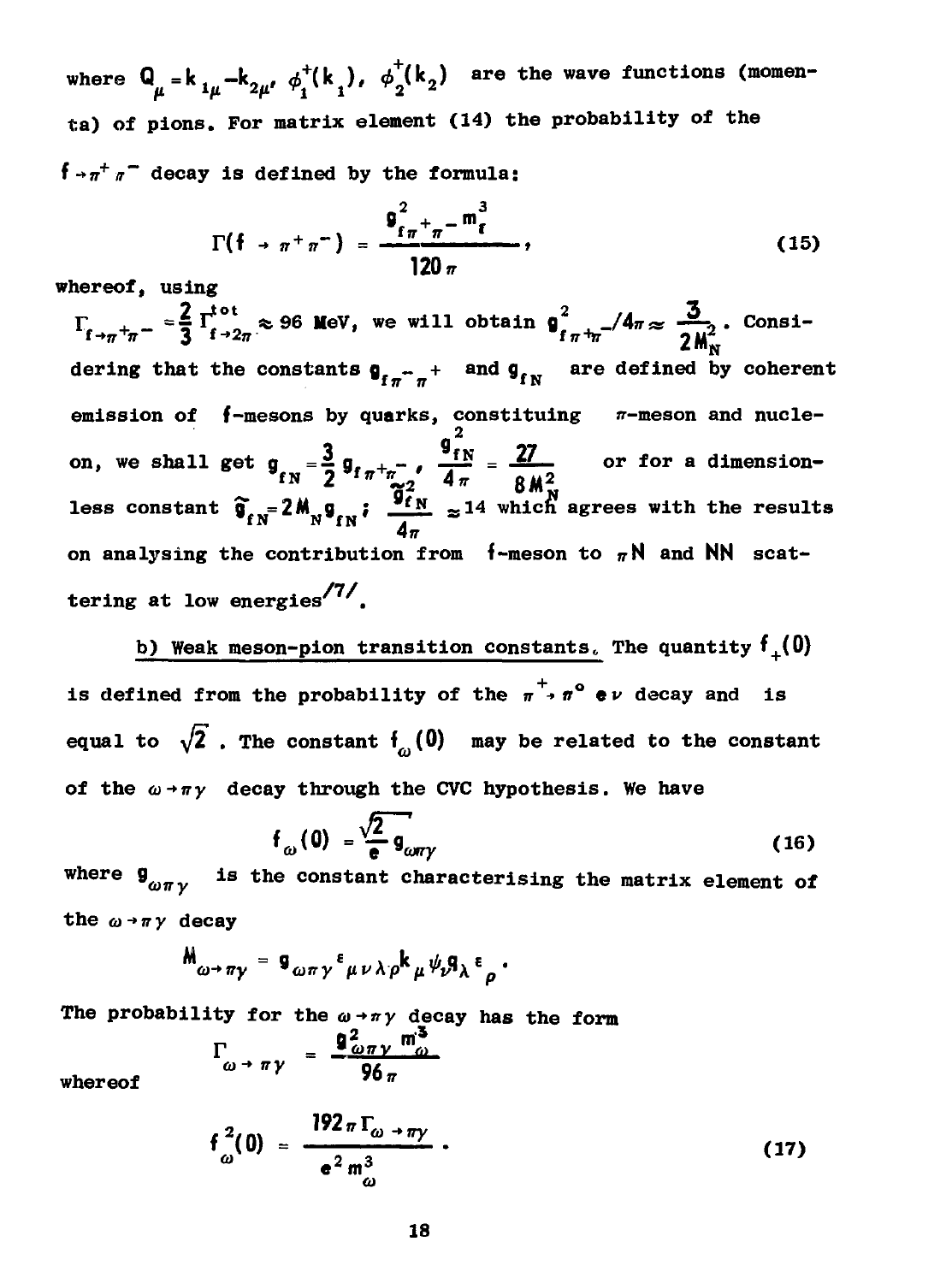where $Q_\mu = k_{1\mu} - k_{2\mu}$, $\phi_1^+(k_1)$, $\phi_2^+(k_2)$ are the wave functions (momenta) of pions. For matrix element (14) the probability of the $f \to \pi^+\pi^-$ decay is defined by the formula:

$$\Gamma(f \to \pi^+\pi^-) = \frac{g^2_{f\pi^+\pi^-} m_f^3}{120\pi}, \tag{15}$$

whereof, using $\Gamma_{f\to\pi^+\pi^-} = \frac{2}{3}\Gamma^{tot}_{f\to 2\pi} \approx 96$ MeV, we will obtain $g^2_{f\pi^+\pi^-}/4\pi \approx \frac{3}{2M_N^2}$. Considering that the constants $g_{f\pi^-\pi^+}$ and $g_{fN}$ are defined by coherent emission of f-mesons by quarks, constituing $\pi$-meson and nucleon, we shall get $g_{fN} = \frac{3}{2} g_{f\pi^+\pi^-}$, $\frac{g^2_{fN}}{4\pi} = \frac{27}{8M_N^2}$ or for a dimensionless constant $\tilde{g}_{fN} = 2M_N g_{fN}$; $\frac{\tilde{g}^2_{fN}}{4\pi} \approx 14$ which agrees with the results on analysing the contribution from f-meson to $\pi N$ and NN scattering at low energies/7/.

b) Weak meson-pion transition constants. The quantity $f_+(0)$ is defined from the probability of the $\pi^+ \to \pi^0 e\nu$ decay and is equal to $\sqrt{2}$. The constant $f_\omega(0)$ may be related to the constant of the $\omega \to \pi\gamma$ decay through the CVC hypothesis. We have

$$f_\omega(0) = \frac{\sqrt{2}}{e} g_{\omega\pi\gamma} \tag{16}$$

where $g_{\omega\pi\gamma}$ is the constant characterising the matrix element of the $\omega \to \pi\gamma$ decay

$$M_{\omega\to\pi\gamma} = g_{\omega\pi\gamma}\, \varepsilon_{\mu\nu\lambda\rho} k_\mu \psi_\nu q_\lambda \varepsilon_\rho .$$

The probability for the $\omega \to \pi\gamma$ decay has the form

$$\Gamma_{\omega\to\pi\gamma} = \frac{g^2_{\omega\pi\gamma} m_\omega^3}{96\pi}$$

whereof

$$f_\omega^2(0) = \frac{192\pi\Gamma_{\omega\to\pi\gamma}}{e^2 m_\omega^3}. \tag{17}$$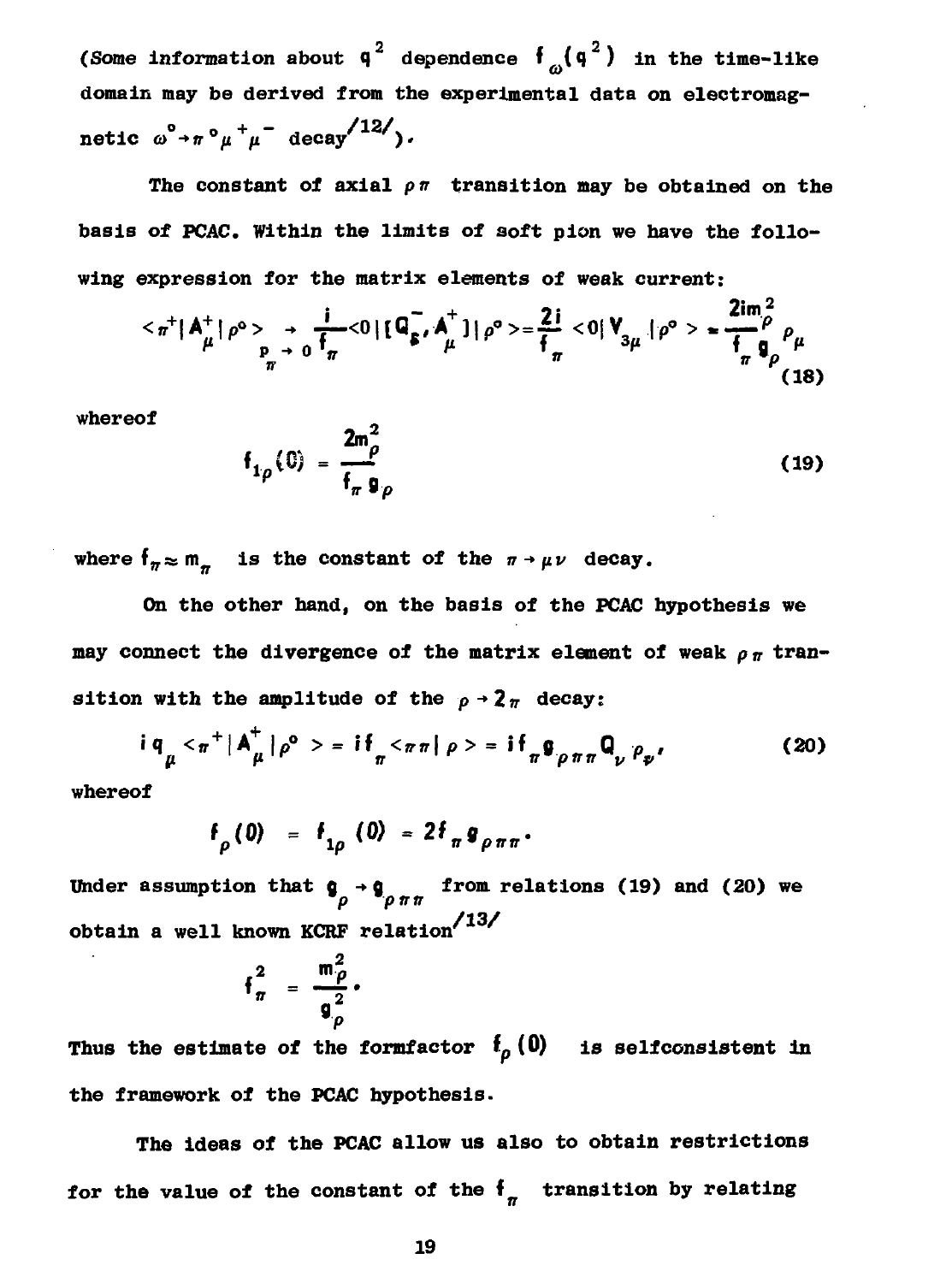(Some information about $q^2$ dependence $f_\omega(q^2)$ in the time-like domain may be derived from the experimental data on electromagnetic $\omega^\circ \to \pi^\circ \mu^+ \mu^-$ decay[12]).

The constant of axial $\rho\pi$ transition may be obtained on the basis of PCAC. Within the limits of soft pion we have the following expression for the matrix elements of weak current:

$$<\pi^+|A^+_\mu|\rho^\circ> \underset{p_\pi \to 0}{\to} \frac{i}{f_\pi}<0|[Q_5^-, A^+_\mu]|\rho^\circ> = \frac{2i}{f_\pi}<0|V_{3\mu}|\rho^\circ> = \frac{2im_\rho^2}{f_\pi g_\rho}\rho_\mu \tag{18}$$

whereof

$$f_{1\rho}(0) = \frac{2m_\rho^2}{f_\pi g_\rho} \tag{19}$$

where $f_\pi \approx m_\pi$ is the constant of the $\pi \to \mu\nu$ decay.

On the other hand, on the basis of the PCAC hypothesis we may connect the divergence of the matrix element of weak $\rho\pi$ transition with the amplitude of the $\rho \to 2\pi$ decay:

$$i q_\mu <\pi^+|A^+_\mu|\rho^\circ> = i f_\pi <\pi\pi|\rho> = i f_\pi g_{\rho\pi\pi} Q_\nu \rho_\nu, \tag{20}$$

whereof

$$f_\rho(0) = f_{1\rho}(0) = 2 f_\pi g_{\rho\pi\pi}.$$

Under assumption that $g_\rho \to g_{\rho\pi\pi}$ from relations (19) and (20) we obtain a well known KCRF relation[13]

$$f_\pi^2 = \frac{m_\rho^2}{g_\rho^2}.$$

Thus the estimate of the formfactor $f_\rho(0)$ is selfconsistent in the framework of the PCAC hypothesis.

The ideas of the PCAC allow us also to obtain restrictions for the value of the constant of the $f_\pi$ transition by relating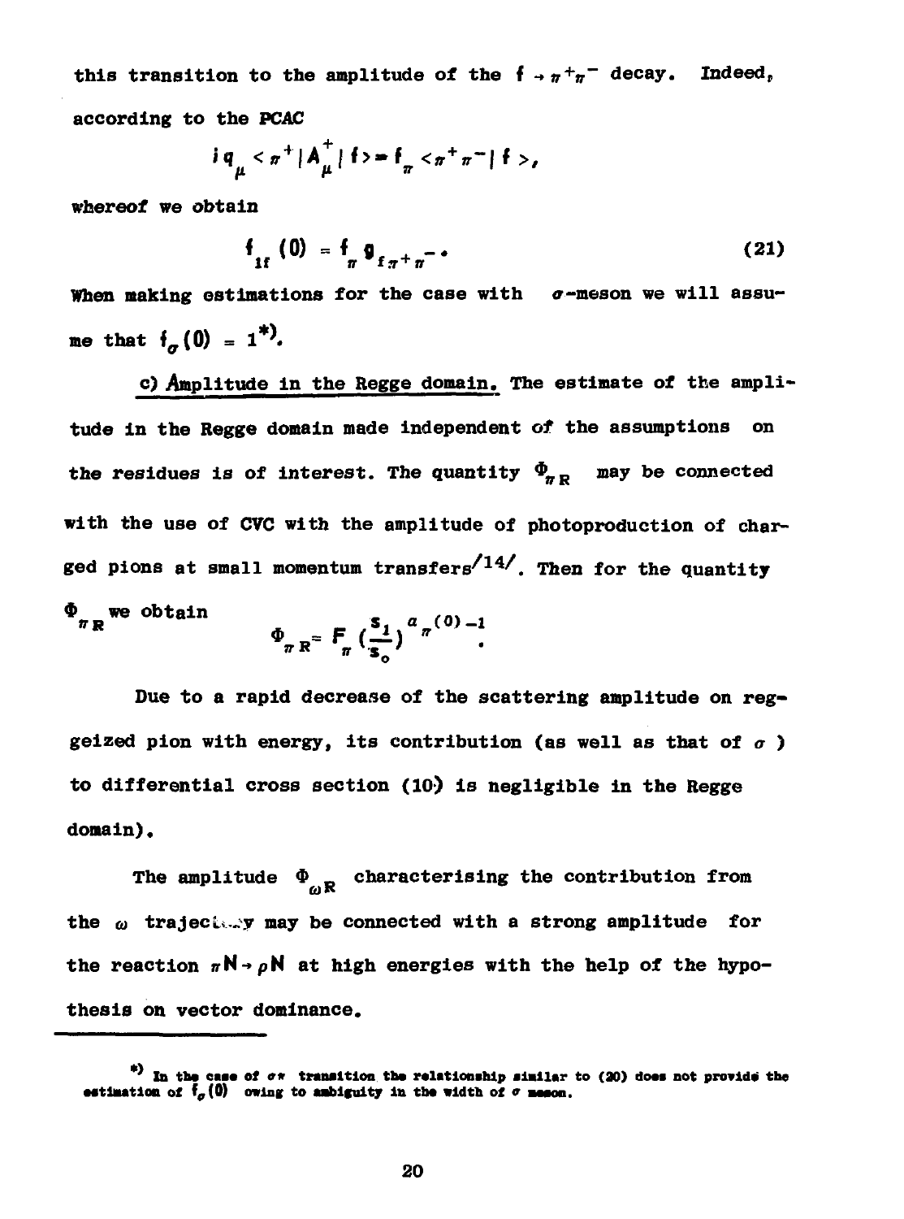this transition to the amplitude of the $f \to \pi^+\pi^-$ decay. Indeed, according to the PCAC

$$i q_\mu < \pi^+ | A_\mu^+ | f > = f_\pi < \pi^+ \pi^- | f >,$$

whereof we obtain

$$f_{1f}(0) = f_\pi \, g_{f\pi^+\pi^-} . \qquad (21)$$

When making estimations for the case with $\sigma$-meson we will assume that $f_\sigma(0) = 1$ *).

c) Amplitude in the Regge domain. The estimate of the amplitude in the Regge domain made independent of the assumptions on the residues is of interest. The quantity $\Phi_{\pi R}$ may be connected with the use of CVC with the amplitude of photoproduction of charged pions at small momentum transfers /14/. Then for the quantity $\Phi_{\pi R}$ we obtain

$$\Phi_{\pi R} = F_\pi \left(\frac{s_1}{s_0}\right)^{\alpha_\pi(0)-1} .$$

Due to a rapid decrease of the scattering amplitude on reggeized pion with energy, its contribution (as well as that of $\sigma$ ) to differential cross section (10) is negligible in the Regge domain).

The amplitude $\Phi_{\omega R}$ characterising the contribution from the $\omega$ trajectory may be connected with a strong amplitude for the reaction $\pi N \to \rho N$ at high energies with the help of the hypothesis on vector dominance.

---

*) In the case of $\sigma\pi$ transition the relationship similar to (20) does not provide the estimation of $f_\sigma(0)$ owing to ambiguity in the width of $\sigma$ meson.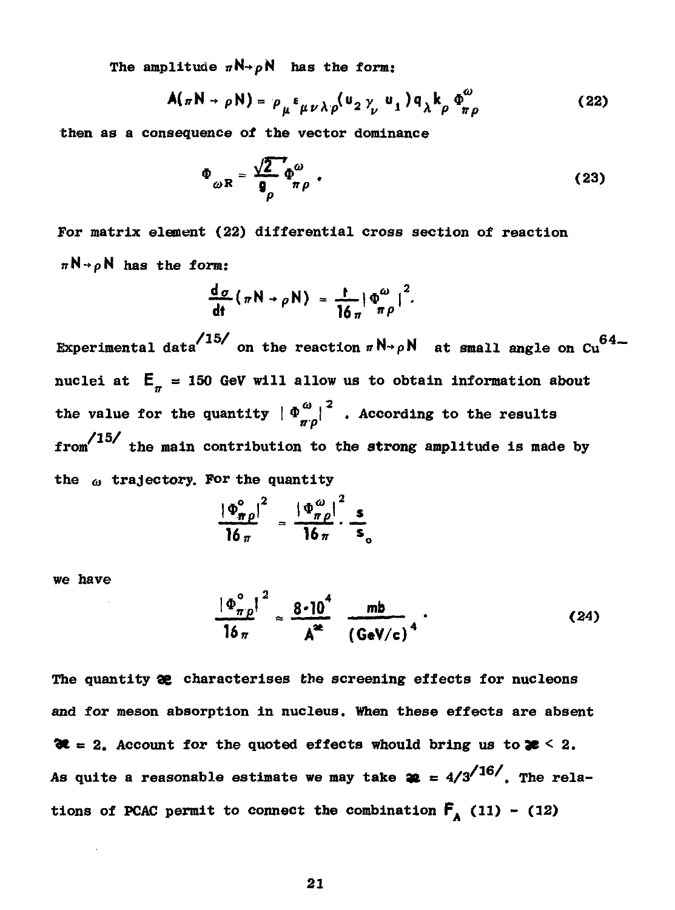The amplitude $\pi N \to \rho N$ has the form:

$$A(\pi N \to \rho N) = \rho_\mu \varepsilon_{\mu\nu\lambda\rho} (u_2 \gamma_\nu u_1) q_\lambda k_\rho \Phi^\omega_{\pi\rho} \tag{22}$$

then as a consequence of the vector dominance

$$\Phi_{\omega R} = \frac{\sqrt{2}}{g_\rho} \Phi^\omega_{\pi\rho} . \tag{23}$$

For matrix element (22) differential cross section of reaction $\pi N \to \rho N$ has the form:

$$\frac{d\sigma}{dt}(\pi N \to \rho N) = \frac{t}{16\pi} |\Phi^\omega_{\pi\rho}|^2 .$$

Experimental data[15] on the reaction $\pi N \to \rho N$ at small angle on $Cu^{64}$– nuclei at $E_\pi = 150$ GeV will allow us to obtain information about the value for the quantity $|\Phi^\omega_{\pi\rho}|^2$ . According to the results from[15] the main contribution to the strong amplitude is made by the $\omega$ trajectory. For the quantity

$$\frac{|\Phi^o_{\pi\rho}|^2}{16\pi} = \frac{|\Phi^\omega_{\pi\rho}|^2}{16\pi} \cdot \frac{s}{s_o}$$

we have

$$\frac{|\Phi^o_{\pi\rho}|^2}{16\pi} \approx \frac{8 \cdot 10^4}{A^{\varkappa}} \frac{mb}{(GeV/c)^4} . \tag{24}$$

The quantity $\varkappa$ characterises the screening effects for nucleons and for meson absorption in nucleus. When these effects are absent $\varkappa = 2$. Account for the quoted effects whould bring us to $\varkappa < 2$. As quite a reasonable estimate we may take $\varkappa = 4/3$[16]. The relations of PCAC permit to connect the combination $F_A$ (11) - (12)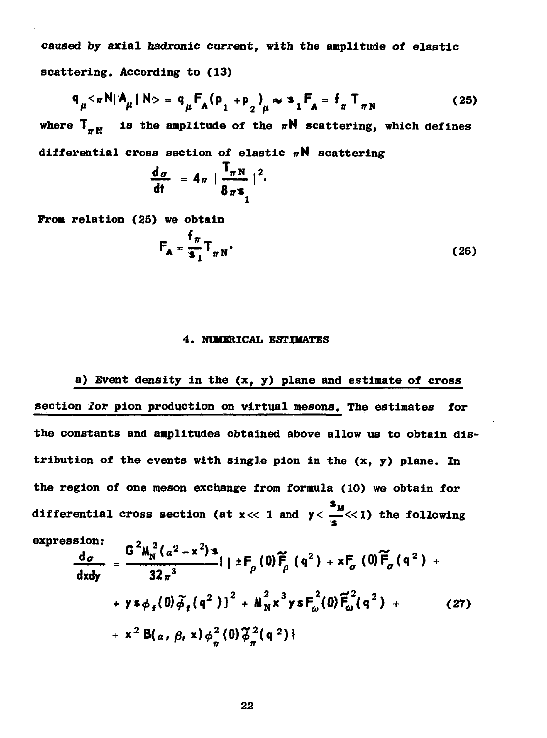caused by axial hadronic current, with the amplitude of elastic scattering. According to (13)

$$q_\mu <\pi N| A_\mu | N> = q_\mu F_A (p_1 + p_2)_\mu \sim s_1 F_A = f_\pi T_{\pi N} \qquad (25)$$

where $T_{\pi N}$ is the amplitude of the $\pi N$ scattering, which defines differential cross section of elastic $\pi N$ scattering

$$\frac{d\sigma}{dt} = 4\pi \left| \frac{T_{\pi N}}{8\pi s_1} \right|^2 .$$

From relation (25) we obtain

$$F_A = \frac{f_\pi}{s_1} T_{\pi N} . \qquad (26)$$

## 4. NUMERICAL ESTIMATES

<u>a) Event density in the (x, y) plane and estimate of cross section for pion production on virtual mesons.</u> The estimates for the constants and amplitudes obtained above allow us to obtain distribution of the events with single pion in the (x, y) plane. In the region of one meson exchange from formula (10) we obtain for differential cross section (at $x \ll 1$ and $y < \frac{s_M}{s} \ll 1$) the following expression:

$$\frac{d\sigma}{dxdy} = \frac{G^2 M_N^2 (a^2 - x^2) s}{32\pi^3} \{ | \pm F_\rho (0) \tilde{F}_\rho (q^2) + x F_\sigma (0) \tilde{F}_\sigma (q^2) + $$
$$+ y s \phi_f (0) \tilde{\phi}_f (q^2) |^2 + M_N^2 x^3 y s F_\omega^2 (0) \tilde{F}_\omega^2 (q^2) + \qquad (27)$$
$$+ x^2 B(a, \beta, x) \phi_\pi^2 (0) \tilde{\phi}_\pi^2 (q^2) \}$$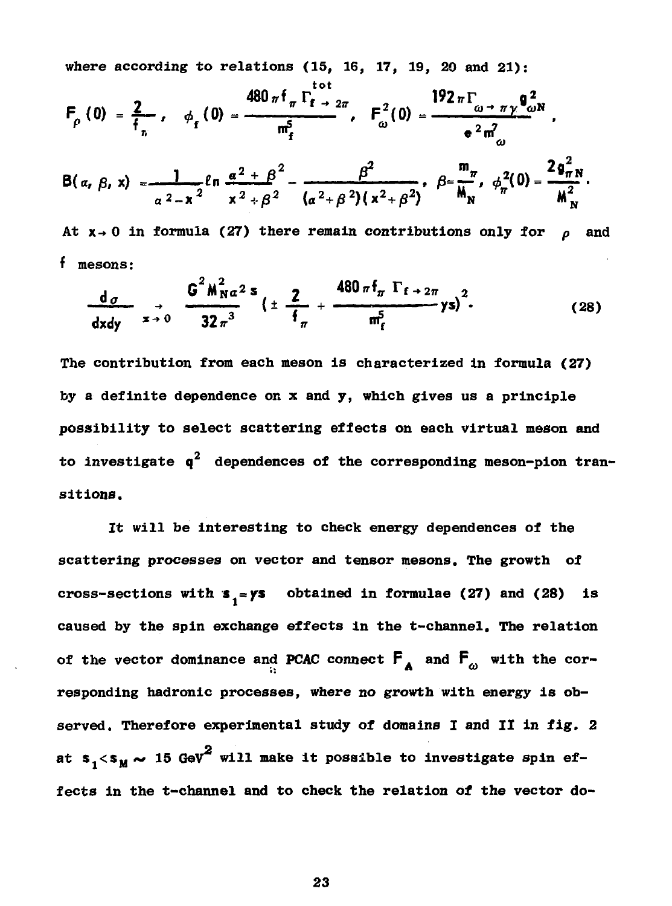where according to relations (15, 16, 17, 19, 20 and 21):

$$F_\rho(0) = \frac{2}{f_\pi}, \quad \phi_f(0) = \frac{480\pi f_\pi \Gamma^{tot}_{f\to 2\pi}}{m_f^5}, \quad F^2_\omega(0) = \frac{192\pi\Gamma_{\omega\to\pi\gamma}g^2_{\omega N}}{e^2 m^7_\omega},$$

$$B(\alpha,\beta,x) = \frac{1}{\alpha^2 - x^2}\ln\frac{\alpha^2+\beta^2}{x^2+\beta^2} - \frac{\beta^2}{(\alpha^2+\beta^2)(x^2+\beta^2)}, \quad \beta = \frac{m_\pi}{M_N}, \quad \phi^2_\pi(0) = \frac{2g^2_{\pi N}}{M^2_N}.$$

At $x\to 0$ in formula (27) there remain contributions only for $\rho$ and $f$ mesons:

$$\frac{d\sigma}{dxdy} \underset{x\to 0}{\to} \frac{G^2 M_N^2 \alpha^2 s}{32\pi^3}\left(\pm\frac{2}{f_\pi} + \frac{480\pi f_\pi \Gamma_{f\to 2\pi}}{m_f^5}ys\right)^2. \tag{28}$$

The contribution from each meson is characterized in formula (27) by a definite dependence on x and y, which gives us a principle possibility to select scattering effects on each virtual meson and to investigate $q^2$ dependences of the corresponding meson-pion transitions.

It will be interesting to check energy dependences of the scattering processes on vector and tensor mesons. The growth of cross-sections with $s_1 = ys$ obtained in formulae (27) and (28) is caused by the spin exchange effects in the t-channel. The relation of the vector dominance and PCAC connect $F_A$ and $F_\omega$ with the corresponding hadronic processes, where no growth with energy is observed. Therefore experimental study of domains I and II in fig. 2 at $s_1 < s_M \sim 15\ \mathrm{GeV}^2$ will make it possible to investigate spin effects in the t-channel and to check the relation of the vector do-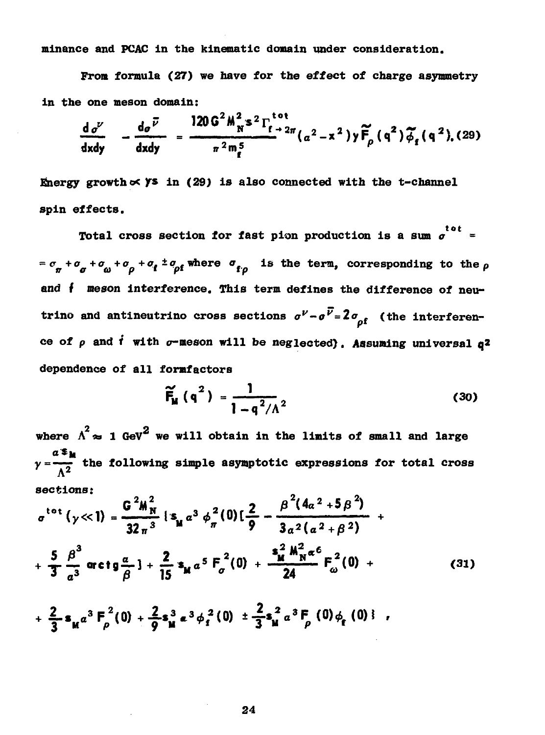minance and PCAC in the kinematic domain under consideration.

From formula (27) we have for the effect of charge asymmetry in the one meson domain:

$$\frac{d\sigma^{\nu}}{dxdy} - \frac{d\sigma^{\bar{\nu}}}{dxdy} = \frac{120\,G^2 M_N^2 s^2 \Gamma^{tot}_{f\to 2\pi}}{\pi^2 m_f^5}(a^2 - x^2)\, y\, \widetilde{F}_{\rho}(q^2)\,\widetilde{\phi}_f(q^2), \quad (29)$$

Energy growth $\propto ys$ in (29) is also connected with the t-channel spin effects.

Total cross section for fast pion production is a sum $\sigma^{tot} = \sigma_{\pi} + \sigma_{\sigma} + \sigma_{\omega} + \sigma_{\rho} + \sigma_{f} \pm \sigma_{\rho f}$ where $\sigma_{f\rho}$ is the term, corresponding to the $\rho$ and $f$ meson interference. This term defines the difference of neutrino and antineutrino cross sections $\sigma^{\nu} - \sigma^{\bar{\nu}} = 2\sigma_{\rho f}$ (the interference of $\rho$ and $f$ with $\sigma$-meson will be neglected). Assuming universal $q^2$ dependence of all formfactors

$$\widetilde{F}_M(q^2) = \frac{1}{1 - q^2/\Lambda^2} \quad (30)$$

where $\Lambda^2 \approx 1\ \text{GeV}^2$ we will obtain in the limits of small and large $\gamma = \frac{a\, s_M}{\Lambda^2}$ the following simple asymptotic expressions for total cross sections:

$$\sigma^{tot}(\gamma \ll 1) = \frac{G^2 M_N^2}{32\pi^3}\Big\{ s_M a^3 \phi_{\pi}^2(0)\Big[\frac{2}{9} - \frac{\beta^2(4a^2 + 5\beta^2)}{3a^2(a^2+\beta^2)} + \frac{5}{3}\frac{\beta^3}{a^3}\,\mathrm{arctg}\frac{a}{\beta}\Big] + \frac{2}{15} s_M a^5 F_{\sigma}^2(0) + \frac{s_M^2 M_N^2 a^6}{24} F_{\omega}^2(0) +$$

$$+ \frac{2}{3} s_M a^3 F_{\rho}^2(0) + \frac{2}{9} s_M^3 a^3 \phi_f^2(0) \pm \frac{2}{3} s_M^2 a^3 F_{\rho}(0)\phi_f(0)\Big\}, \quad (31)$$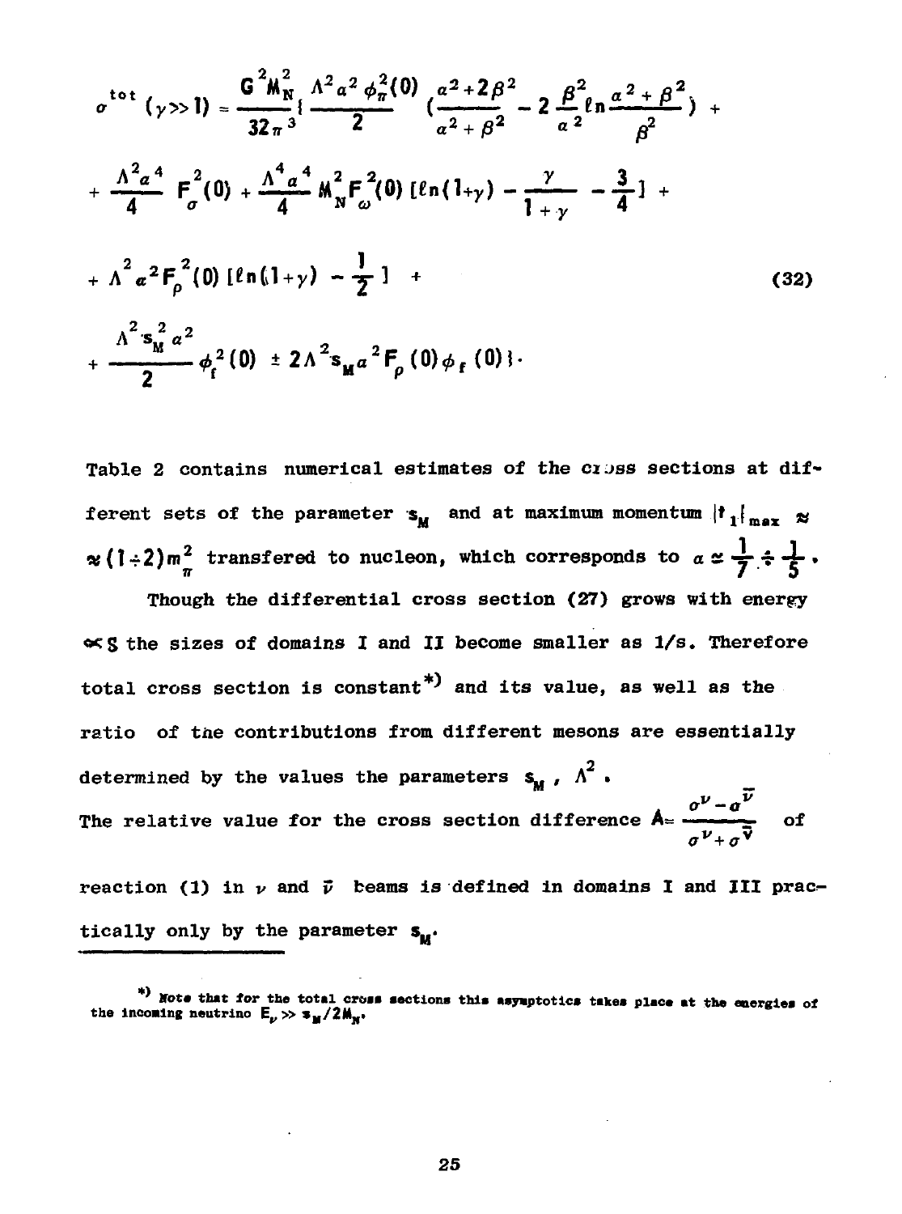$$
\begin{aligned}
\sigma^{tot}(\gamma \gg 1) = \frac{G^2 M_N^2}{32\pi^3}\Big\{ & \frac{\Lambda^2 a^2 \phi_\pi^2(0)}{2}\left(\frac{a^2+2\beta^2}{a^2+\beta^2} - 2\frac{\beta^2}{a^2}\ell n\frac{a^2+\beta^2}{\beta^2}\right) + \\
& + \frac{\Lambda^2 a^4}{4} F_\sigma^2(0) + \frac{\Lambda^4 a^4}{4} M_N^2 F_\omega^2(0)\left[\ell n(1+\gamma) - \frac{\gamma}{1+\gamma} - \frac{3}{4}\right] + \\
& + \Lambda^2 a^2 F_\rho^2(0)\left[\ell n(1+\gamma) - \frac{1}{2}\right] + \\
& + \frac{\Lambda^2 s_M^2 a^2}{2}\phi_f^2(0) \pm 2\Lambda^2 s_M a^2 F_\rho(0)\phi_f(0)\Big\}.
\end{aligned} \tag{32}
$$

Table 2 contains numerical estimates of the cross sections at different sets of the parameter $s_M$ and at maximum momentum $|t_1|_{max} \approx \approx (1 \div 2) m_\pi^2$ transfered to nucleon, which corresponds to $a \simeq \frac{1}{7} \div \frac{1}{5}$.

Though the differential cross section (27) grows with energy $\propto s$ the sizes of domains I and II become smaller as $1/s$. Therefore total cross section is constant*) and its value, as well as the ratio of the contributions from different mesons are essentially determined by the values the parameters $s_M$, $\Lambda^2$.

The relative value for the cross section difference $A = \frac{\sigma^\nu - \sigma^{\bar\nu}}{\sigma^\nu + \sigma^{\bar\nu}}$ of reaction (1) in $\nu$ and $\bar\nu$ beams is defined in domains I and III practically only by the parameter $s_M$.

---

*) Note that for the total cross sections this asymptotics takes place at the energies of the incoming neutrino $E_\nu \gg s_M / 2M_N$.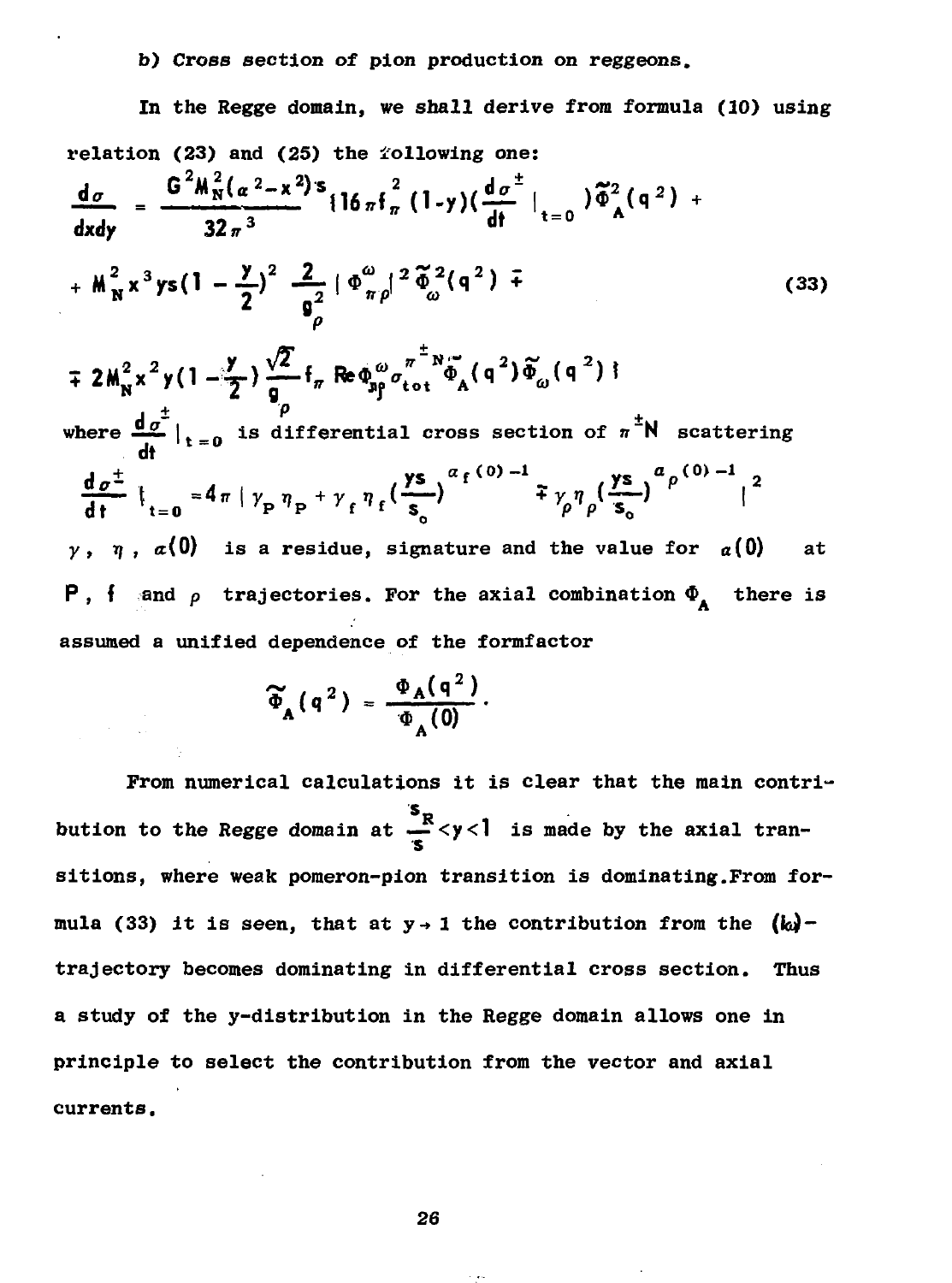b) Cross section of pion production on reggeons.

In the Regge domain, we shall derive from formula (10) using relation (23) and (25) the following one:

$$\frac{d\sigma}{dxdy} = \frac{G^2 M_N^2(\alpha^2 - x^2)s}{32\pi^3}\{16\pi f_\pi^2(1-y)\left(\frac{d\sigma^{\pm}}{dt}\Big|_{t=0}\right)\tilde{\Phi}_A^2(q^2) +$$

$$+ M_N^2 x^3 ys\left(1-\frac{y}{2}\right)^2 \frac{2}{g_\rho^2}|\Phi_{\pi\rho}^{\omega}|^2 \tilde{\Phi}_\omega^2(q^2) \mp \tag{33}$$

$$\mp 2M_N^2 x^2 y\left(1-\frac{y}{2}\right)\frac{\sqrt{2}}{g_\rho} f_\pi \,\mathrm{Re}\,\Phi_{\pi\rho}^{\omega}\sigma_{tot}^{\pi^{\pm}N}\tilde{\Phi}_A(q^2)\tilde{\Phi}_\omega(q^2)\}$$

where $\frac{d\sigma^{\pm}}{dt}\Big|_{t=0}$ is differential cross section of $\pi^{\pm}N$ scattering

$$\frac{d\sigma^{\pm}}{dt}\Big|_{t=0} = 4\pi\left|\gamma_P\eta_P + \gamma_f\eta_f\left(\frac{ys}{s_0}\right)^{\alpha_f(0)-1} \mp \gamma_\rho\eta_\rho\left(\frac{ys}{s_0}\right)^{\alpha_\rho(0)-1}\right|^2$$

$\gamma$, $\eta$, $\alpha(0)$ is a residue, signature and the value for $\alpha(0)$ at $P$, $f$ and $\rho$ trajectories. For the axial combination $\Phi_A$ there is assumed a unified dependence of the formfactor

$$\tilde{\Phi}_A(q^2) = \frac{\Phi_A(q^2)}{\Phi_A(0)}.$$

From numerical calculations it is clear that the main contribution to the Regge domain at $\frac{s_R}{s}<y<1$ is made by the axial transitions, where weak pomeron-pion transition is dominating. From formula (33) it is seen, that at $y \to 1$ the contribution from the $(\omega)$-trajectory becomes dominating in differential cross section. Thus a study of the y-distribution in the Regge domain allows one in principle to select the contribution from the vector and axial currents.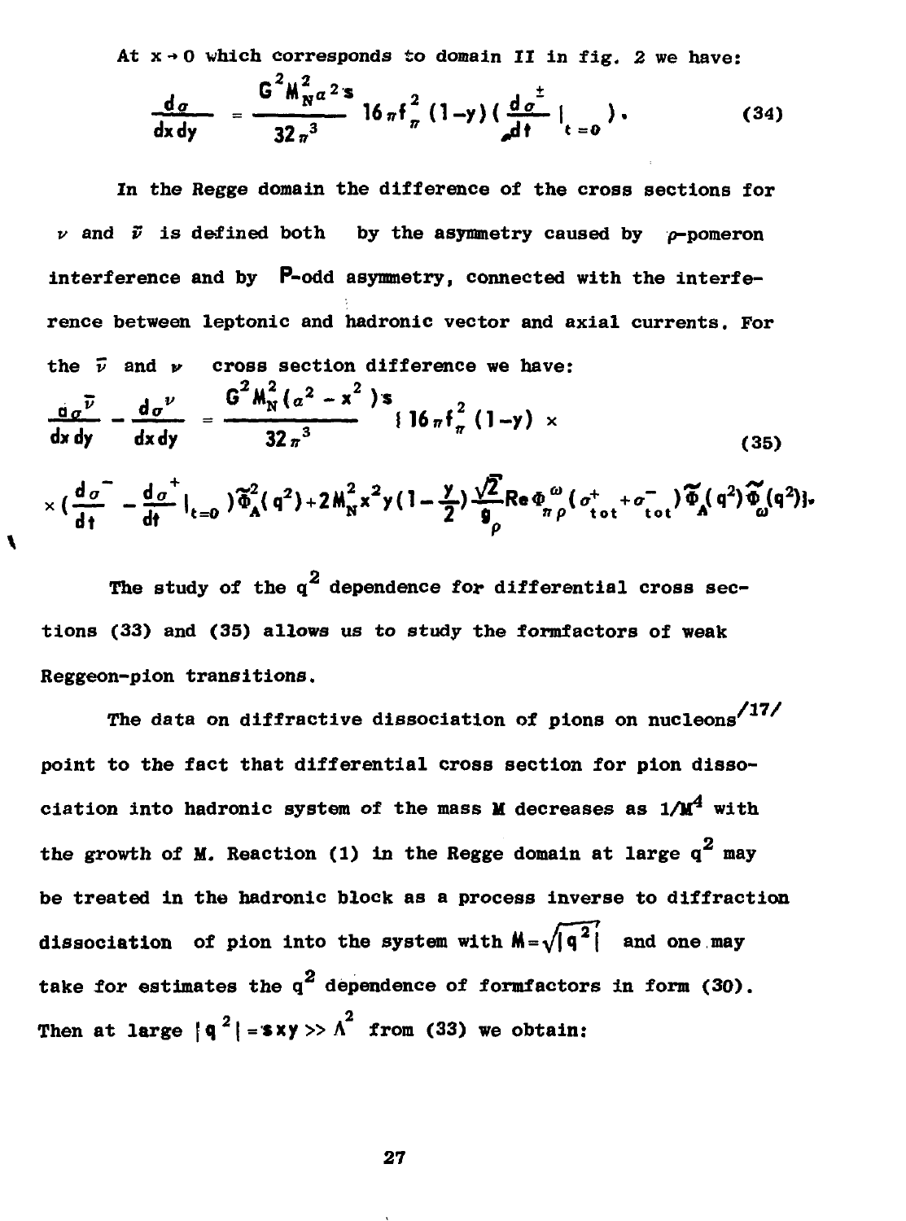At $x \to 0$ which corresponds to domain II in fig. 2 we have:

$$\frac{d\sigma}{dx\,dy} = \frac{G^2 M_N^2 \alpha^2 s}{32\pi^3} 16\pi f_\pi^2 (1-y) \left( \frac{d\sigma^\pm}{dt} \Big|_{t=0} \right). \tag{34}$$

In the Regge domain the difference of the cross sections for $\nu$ and $\bar{\nu}$ is defined both by the asymmetry caused by $\rho$-pomeron interference and by P-odd asymmetry, connected with the interference between leptonic and hadronic vector and axial currents. For the $\bar{\nu}$ and $\nu$ cross section difference we have:

$$\frac{d\sigma^{\bar{\nu}}}{dx\,dy} - \frac{d\sigma^{\nu}}{dx\,dy} = \frac{G^2 M_N^2 (\alpha^2 - x^2) s}{32\pi^3} \{ 16\pi f_\pi^2 (1-y) \times$$

$$\times \left( \frac{d\sigma^-}{dt} - \frac{d\sigma^+}{dt} \Big|_{t=0} \right) \tilde{\Phi}_A^2(q^2) + 2M_N^2 x^2 y \left(1 - \frac{y}{2}\right) \frac{\sqrt{2}}{g_\rho} \mathrm{Re}\, \Phi_{\pi\rho}^{\omega} (\sigma_{tot}^+ + \sigma_{tot}^-) \tilde{\Phi}_A(q^2) \tilde{\Phi}_\omega(q^2) \}. \tag{35}$$

The study of the $q^2$ dependence for differential cross sections (33) and (35) allows us to study the formfactors of weak Reggeon-pion transitions.

The data on diffractive dissociation of pions on nucleons [17] point to the fact that differential cross section for pion dissociation into hadronic system of the mass $M$ decreases as $1/M^4$ with the growth of $M$. Reaction (1) in the Regge domain at large $q^2$ may be treated in the hadronic block as a process inverse to diffraction dissociation of pion into the system with $M = \sqrt{|q^2|}$ and one may take for estimates the $q^2$ dependence of formfactors in form (30). Then at large $|q^2| = sxy \gg \Lambda^2$ from (33) we obtain: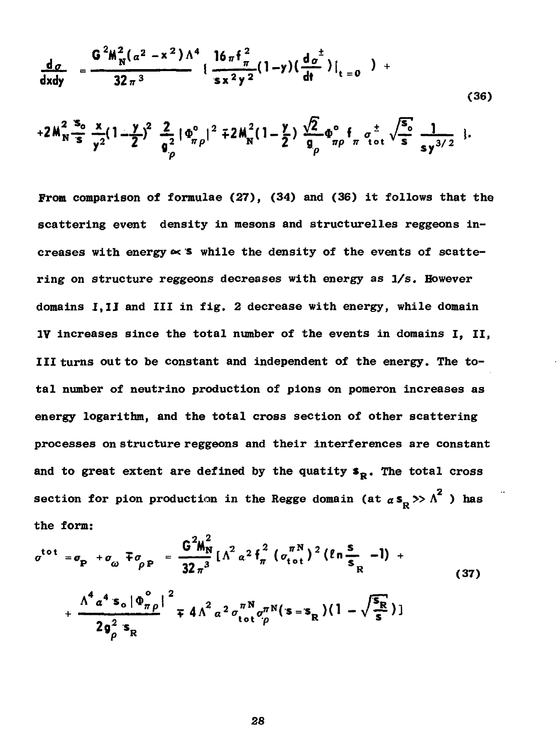$$\frac{d\sigma}{dxdy} = \frac{G^2 M_N^2 (\alpha^2 - x^2)\Lambda^4}{32\pi^3} \left\{ \frac{16\pi f_\pi^2}{s x^2 y^2}(1-y)\left(\frac{d\sigma^\pm}{dt}\right)\Big|_{t=0} \right) +$$

$$+ 2M_N^2 \frac{s_0}{s} \frac{x}{y^2}\left(1-\frac{y}{2}\right)^2 \frac{2}{g_\rho^2} |\Phi^0_{\pi\rho}|^2 \mp 2M_N^2\left(1-\frac{y}{2}\right) \frac{\sqrt{2}}{g_\rho} \Phi^0_{\pi\rho} f_\pi \sigma^\pm_{tot} \sqrt{\frac{s_0}{s}} \frac{1}{s y^{3/2}} \Big\}. \tag{36}$$

From comparison of formulae (27), (34) and (36) it follows that the scattering event density in mesons and structurelles reggeons increases with energy $\propto s$ while the density of the events of scattering on structure reggeons decreases with energy as $1/s$. However domains I, II and III in fig. 2 decrease with energy, while domain IV increases since the total number of the events in domains I, II, III turns out to be constant and independent of the energy. The total number of neutrino production of pions on pomeron increases as energy logarithm, and the total cross section of other scattering processes on structure reggeons and their interferences are constant and to great extent are defined by the quatity $s_R$. The total cross section for pion production in the Regge domain (at $\alpha s_R \gg \Lambda^2$ ) has the form:

$$\sigma^{tot} = \sigma_P + \sigma_\omega \mp \sigma_{\rho P} = \frac{G^2 M_N^2}{32\pi^3}\Big[\Lambda^2 \alpha^2 f_\pi^2 \left(\sigma^{\pi N}_{tot}\right)^2 \left(\ln\frac{s}{s_R} - 1\right) +$$

$$+ \frac{\Lambda^4 \alpha^4 s_0 |\Phi^0_{\pi\rho}|^2}{2 g_\rho^2 s_R} \mp 4\Lambda^2 \alpha^2 \sigma^{\pi N}_{tot} \sigma^{\pi N}_\rho (s = s_R)\left(1 - \sqrt{\frac{s_R}{s}}\right)\Big] \tag{37}$$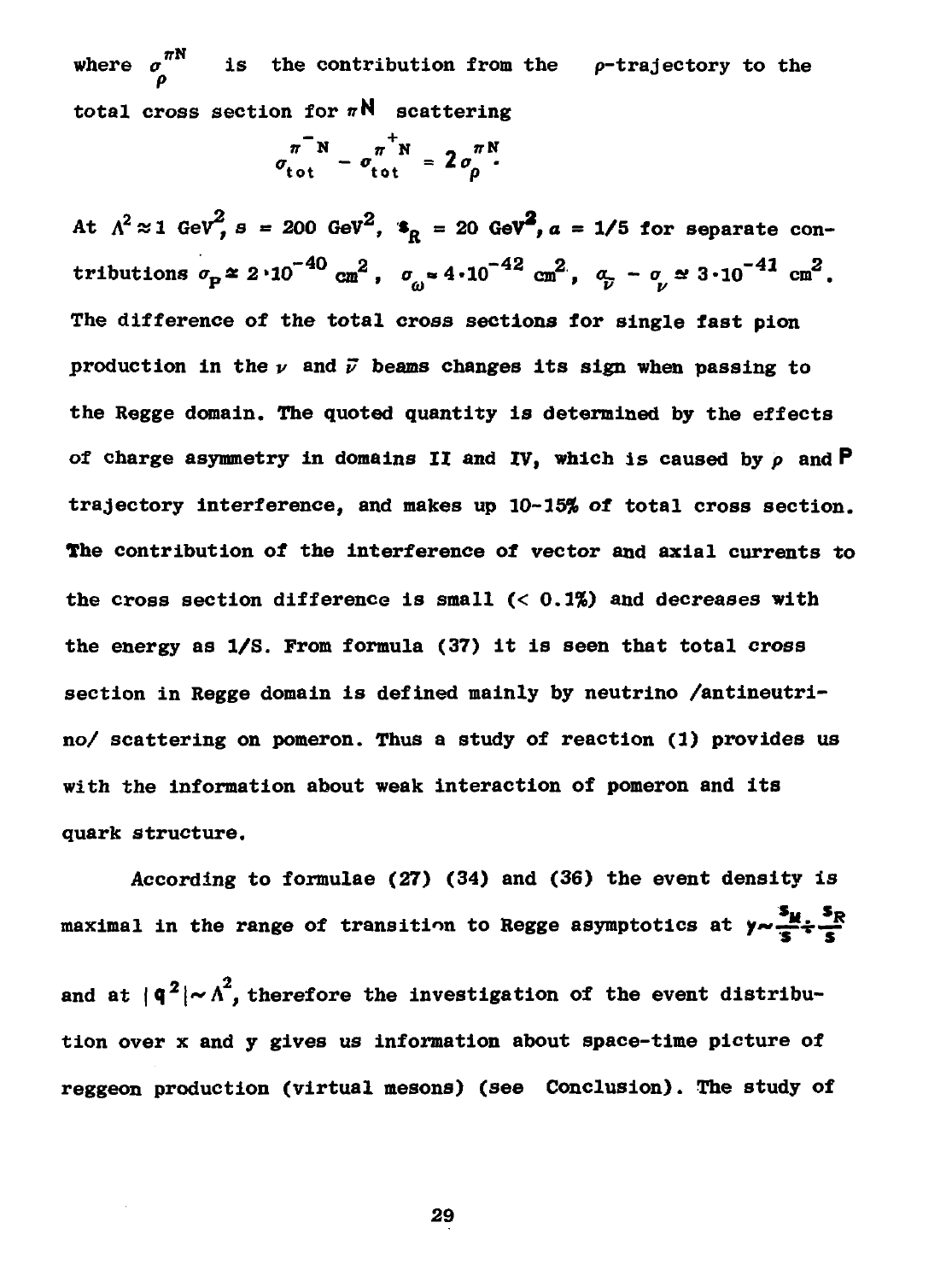where $\sigma_{\rho}^{\pi N}$ is the contribution from the $\rho$-trajectory to the total cross section for $\pi N$ scattering

$$\sigma_{tot}^{\pi^- N} - \sigma_{tot}^{\pi^+ N} = 2\sigma_{\rho}^{\pi N}.$$

At $\Lambda^2 \approx 1$ GeV$^2$, $s = 200$ GeV$^2$, $s_R = 20$ GeV$^2$, $a = 1/5$ for separate contributions $\sigma_P \approx 2 \cdot 10^{-40}$ cm$^2$, $\sigma_\omega \approx 4 \cdot 10^{-42}$ cm$^2$, $\sigma_{\bar{\nu}} - \sigma_\nu \approx 3 \cdot 10^{-41}$ cm$^2$. The difference of the total cross sections for single fast pion production in the $\nu$ and $\bar{\nu}$ beams changes its sign when passing to the Regge domain. The quoted quantity is determined by the effects of charge asymmetry in domains II and IV, which is caused by $\rho$ and P trajectory interference, and makes up 10-15% of total cross section. The contribution of the interference of vector and axial currents to the cross section difference is small (< 0.1%) and decreases with the energy as 1/S. From formula (37) it is seen that total cross section in Regge domain is defined mainly by neutrino /antineutrino/ scattering on pomeron. Thus a study of reaction (1) provides us with the information about weak interaction of pomeron and its quark structure.

According to formulae (27) (34) and (36) the event density is maximal in the range of transition to Regge asymptotics at $y \sim \frac{s_M}{s} \div \frac{s_R}{s}$ and at $|q^2| \sim \Lambda^2$, therefore the investigation of the event distribution over x and y gives us information about space-time picture of reggeon production (virtual mesons) (see Conclusion). The study of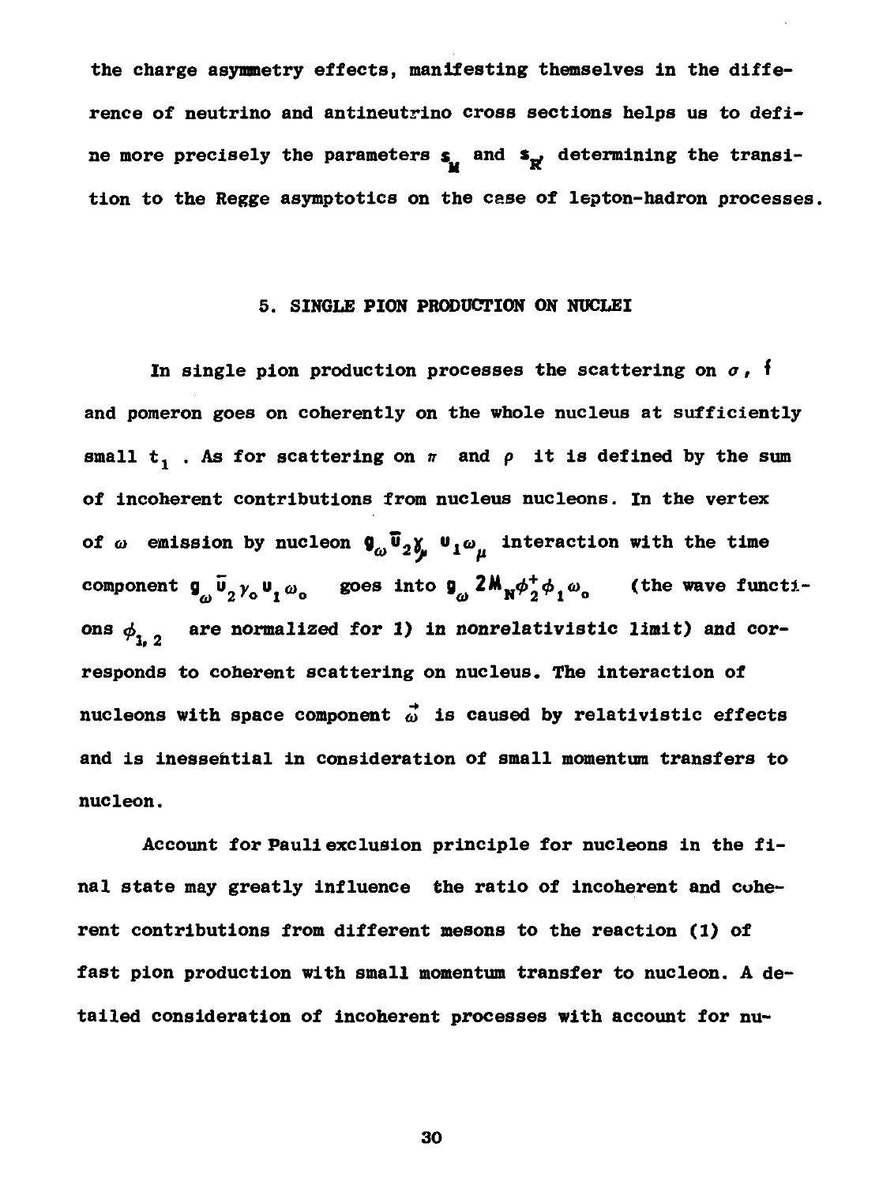the charge asymmetry effects, manifesting themselves in the difference of neutrino and antineutrino cross sections helps us to define more precisely the parameters $s_M$ and $s_{R'}$ determining the transition to the Regge asymptotics on the case of lepton-hadron processes.

## 5. SINGLE PION PRODUCTION ON NUCLEI

In single pion production processes the scattering on $\sigma$, $f$ and pomeron goes on coherently on the whole nucleus at sufficiently small $t_1$ . As for scattering on $\pi$ and $\rho$ it is defined by the sum of incoherent contributions from nucleus nucleons. In the vertex of $\omega$ emission by nucleon $g_\omega \bar{u}_2 \gamma_\mu u_1 \omega_\mu$ interaction with the time component $g_\omega \bar{u}_2 \gamma_0 u_1 \omega_0$ goes into $g_\omega 2M_N \phi_2^+ \phi_1 \omega_0$ (the wave functions $\phi_{1,2}$ are normalized for 1) in nonrelativistic limit) and corresponds to coherent scattering on nucleus. The interaction of nucleons with space component $\vec{\omega}$ is caused by relativistic effects and is inessential in consideration of small momentum transfers to nucleon.

Account for Pauli exclusion principle for nucleons in the final state may greatly influence the ratio of incoherent and coherent contributions from different mesons to the reaction (1) of fast pion production with small momentum transfer to nucleon. A detailed consideration of incoherent processes with account for nu-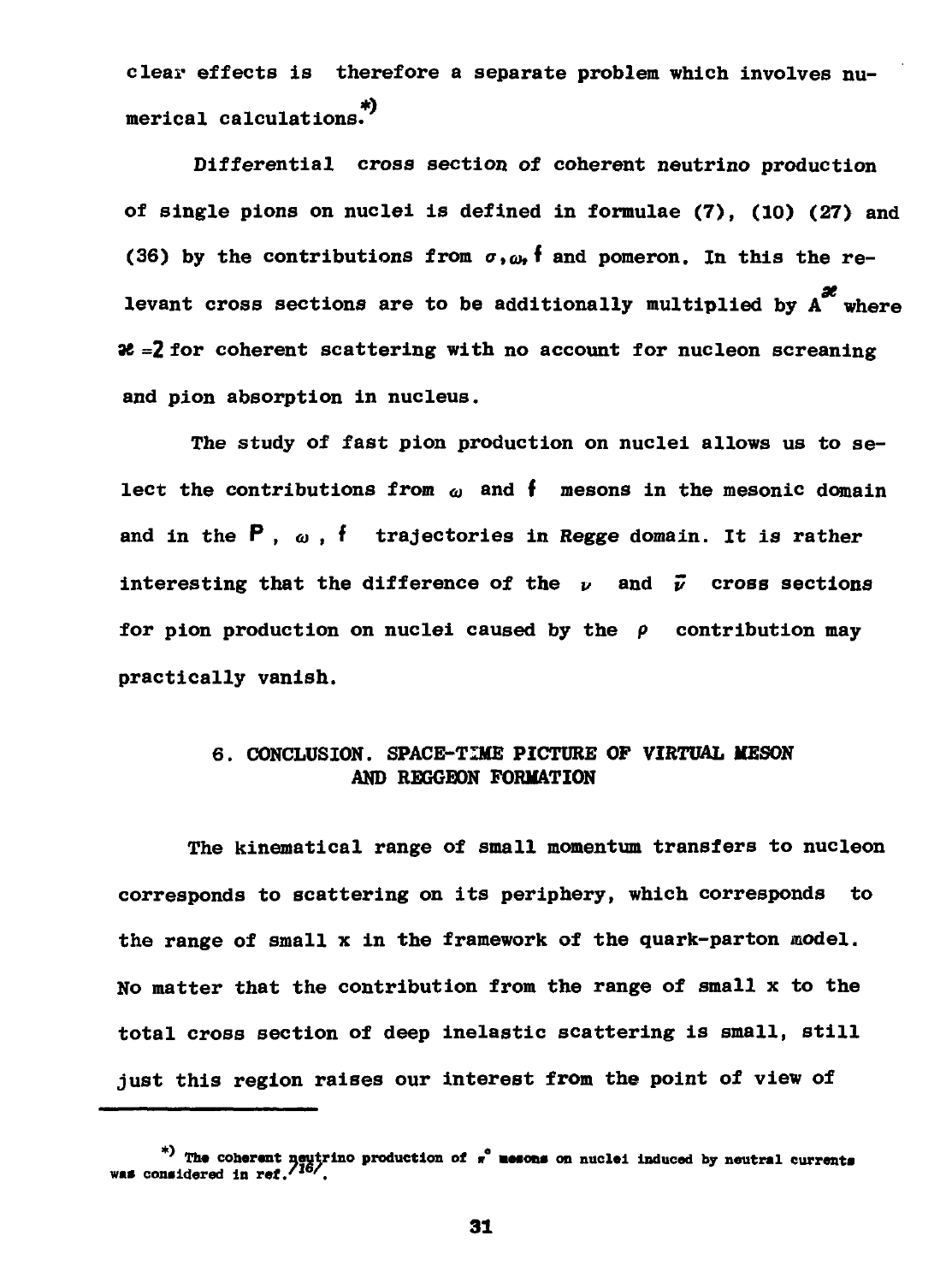clear effects is therefore a separate problem which involves numerical calculations.*)

Differential cross section of coherent neutrino production of single pions on nuclei is defined in formulae (7), (10) (27) and (36) by the contributions from $\sigma, \omega$, f and pomeron. In this the relevant cross sections are to be additionally multiplied by $A^{\varkappa}$ where $\varkappa = 2$ for coherent scattering with no account for nucleon screaning and pion absorption in nucleus.

The study of fast pion production on nuclei allows us to select the contributions from $\omega$ and f mesons in the mesonic domain and in the P , $\omega$ , f trajectories in Regge domain. It is rather interesting that the difference of the $\nu$ and $\bar{\nu}$ cross sections for pion production on nuclei caused by the $\rho$ contribution may practically vanish.

## 6. CONCLUSION. SPACE-TIME PICTURE OF VIRTUAL MESON AND REGGEON FORMATION

The kinematical range of small momentum transfers to nucleon corresponds to scattering on its periphery, which corresponds to the range of small x in the framework of the quark-parton model. No matter that the contribution from the range of small x to the total cross section of deep inelastic scattering is small, still just this region raises our interest from the point of view of

---

*) The coherent neutrino production of $\pi^0$ mesons on nuclei induced by neutral currents was considered in ref. /16/.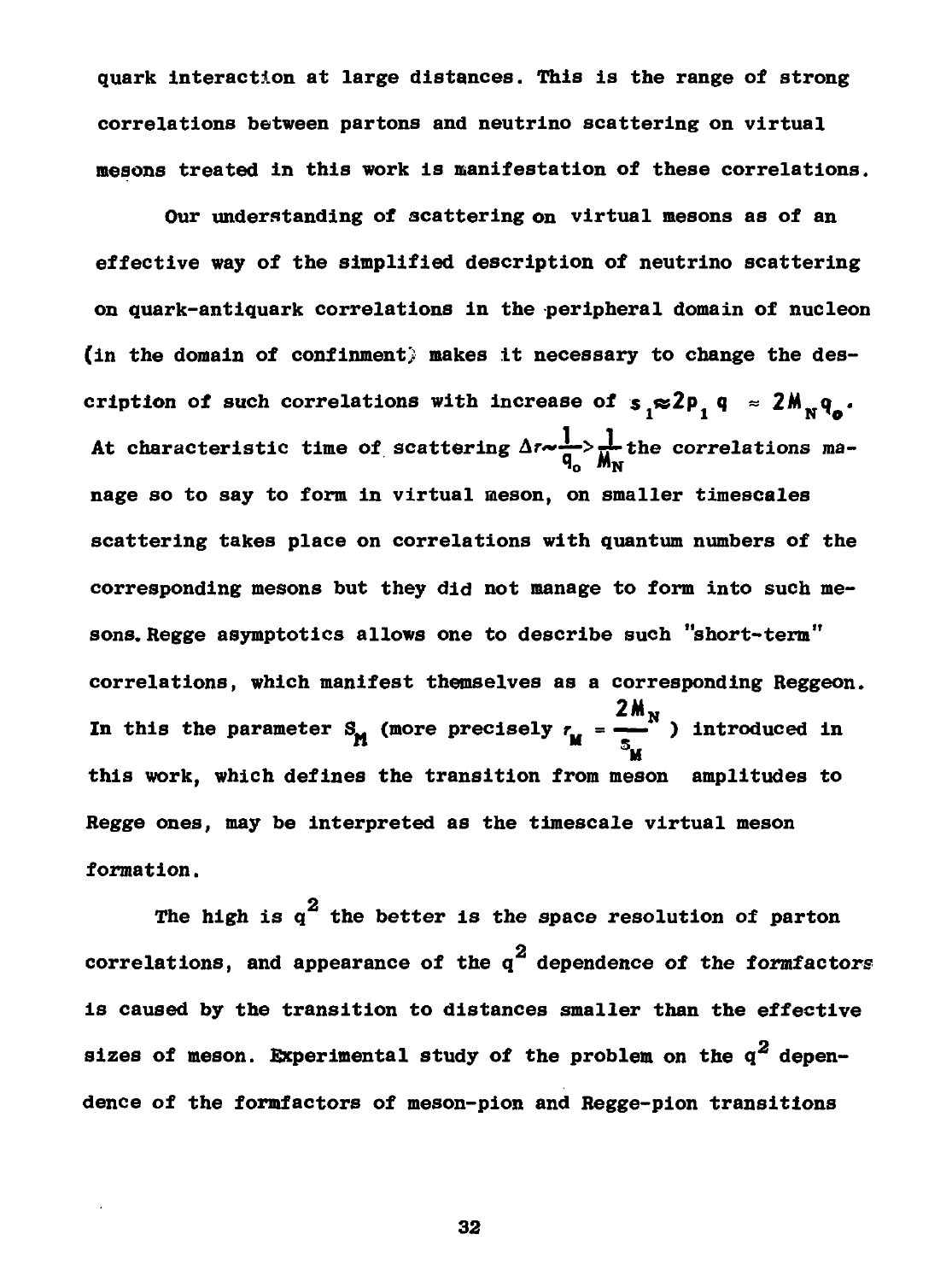quark interaction at large distances. This is the range of strong correlations between partons and neutrino scattering on virtual mesons treated in this work is manifestation of these correlations.

Our understanding of scattering on virtual mesons as of an effective way of the simplified description of neutrino scattering on quark-antiquark correlations in the peripheral domain of nucleon (in the domain of confinement) makes it necessary to change the description of such correlations with increase of $s_1 \approx 2p_1 q \approx 2M_N q_0$. At characteristic time of scattering $\Delta \tau \sim \frac{1}{q_0} > \frac{1}{M_N}$ the correlations manage so to say to form in virtual meson, on smaller timescales scattering takes place on correlations with quantum numbers of the corresponding mesons but they did not manage to form into such mesons. Regge asymptotics allows one to describe such "short-term" correlations, which manifest themselves as a corresponding Reggeon. In this the parameter $S_M$ (more precisely $\tau_M = \frac{2M_N}{s_M}$) introduced in this work, which defines the transition from meson amplitudes to Regge ones, may be interpreted as the timescale virtual meson formation.

The high is $q^2$ the better is the space resolution of parton correlations, and appearance of the $q^2$ dependence of the formfactors is caused by the transition to distances smaller than the effective sizes of meson. Experimental study of the problem on the $q^2$ dependence of the formfactors of meson-pion and Regge-pion transitions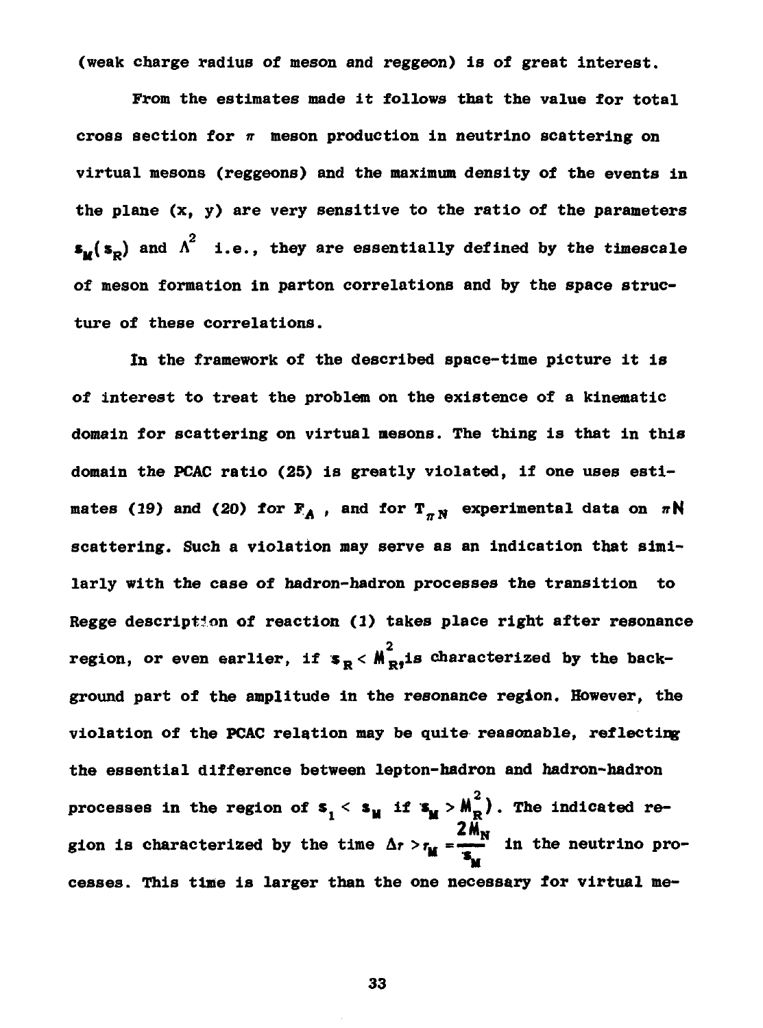(weak charge radius of meson and reggeon) is of great interest.

From the estimates made it follows that the value for total cross section for $\pi$ meson production in neutrino scattering on virtual mesons (reggeons) and the maximum density of the events in the plane (x, y) are very sensitive to the ratio of the parameters $s_M(s_R)$ and $\Lambda^2$ i.e., they are essentially defined by the timescale of meson formation in parton correlations and by the space structure of these correlations.

In the framework of the described space-time picture it is of interest to treat the problem on the existence of a kinematic domain for scattering on virtual mesons. The thing is that in this domain the PCAC ratio (25) is greatly violated, if one uses estimates (19) and (20) for $F_A$, and for $T_{\pi N}$ experimental data on $\pi N$ scattering. Such a violation may serve as an indication that similarly with the case of hadron-hadron processes the transition to Regge description of reaction (1) takes place right after resonance region, or even earlier, if $s_R < M_R^2$, is characterized by the background part of the amplitude in the resonance region. However, the violation of the PCAC relation may be quite reasonable, reflecting the essential difference between lepton-hadron and hadron-hadron processes in the region of $s_1 < s_M$ if $s_M > M_R^2$). The indicated region is characterized by the time $\Delta\tau > \tau_M = \frac{2M_N}{s_M}$ in the neutrino processes. This time is larger than the one necessary for virtual me-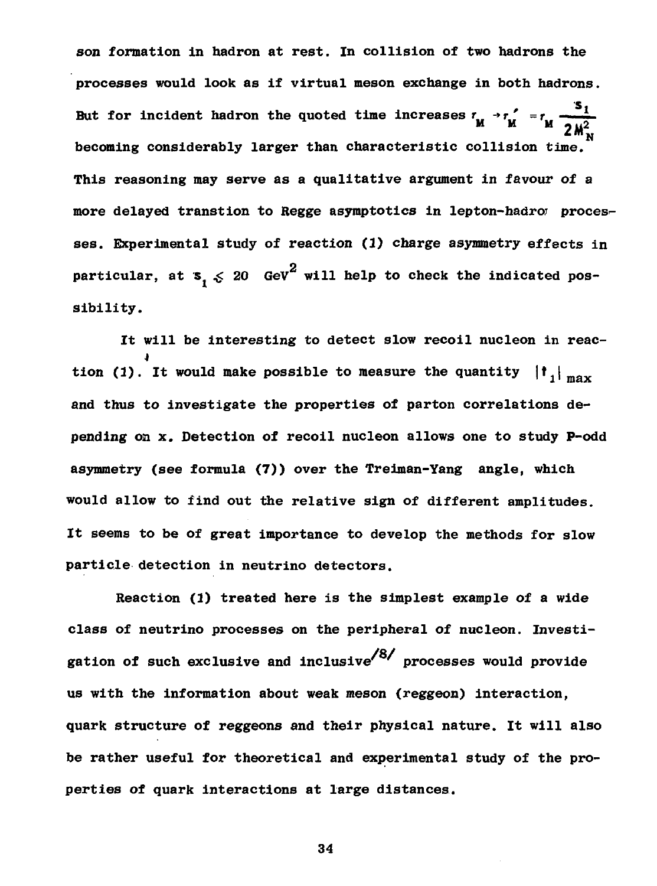son formation in hadron at rest. In collision of two hadrons the processes would look as if virtual meson exchange in both hadrons. But for incident hadron the quoted time increases $\tau_M \to \tau_M' = \tau_M \frac{s_1}{2M_N^2}$ becoming considerably larger than characteristic collision time. This reasoning may serve as a qualitative argument in favour of a more delayed transtion to Regge asymptotics in lepton-hadron processes. Experimental study of reaction (1) charge asymmetry effects in particular, at $s_1 \lesssim 20$ GeV$^2$ will help to check the indicated possibility.

It will be interesting to detect slow recoil nucleon in reaction (1). It would make possible to measure the quantity $|t_1|_{max}$ and thus to investigate the properties of parton correlations depending on x. Detection of recoil nucleon allows one to study P-odd asymmetry (see formula (7)) over the Treiman-Yang angle, which would allow to find out the relative sign of different amplitudes. It seems to be of great importance to develop the methods for slow particle detection in neutrino detectors.

Reaction (1) treated here is the simplest example of a wide class of neutrino processes on the peripheral of nucleon. Investigation of such exclusive and inclusive/8/ processes would provide us with the information about weak meson (reggeon) interaction, quark structure of reggeons and their physical nature. It will also be rather useful for theoretical and experimental study of the properties of quark interactions at large distances.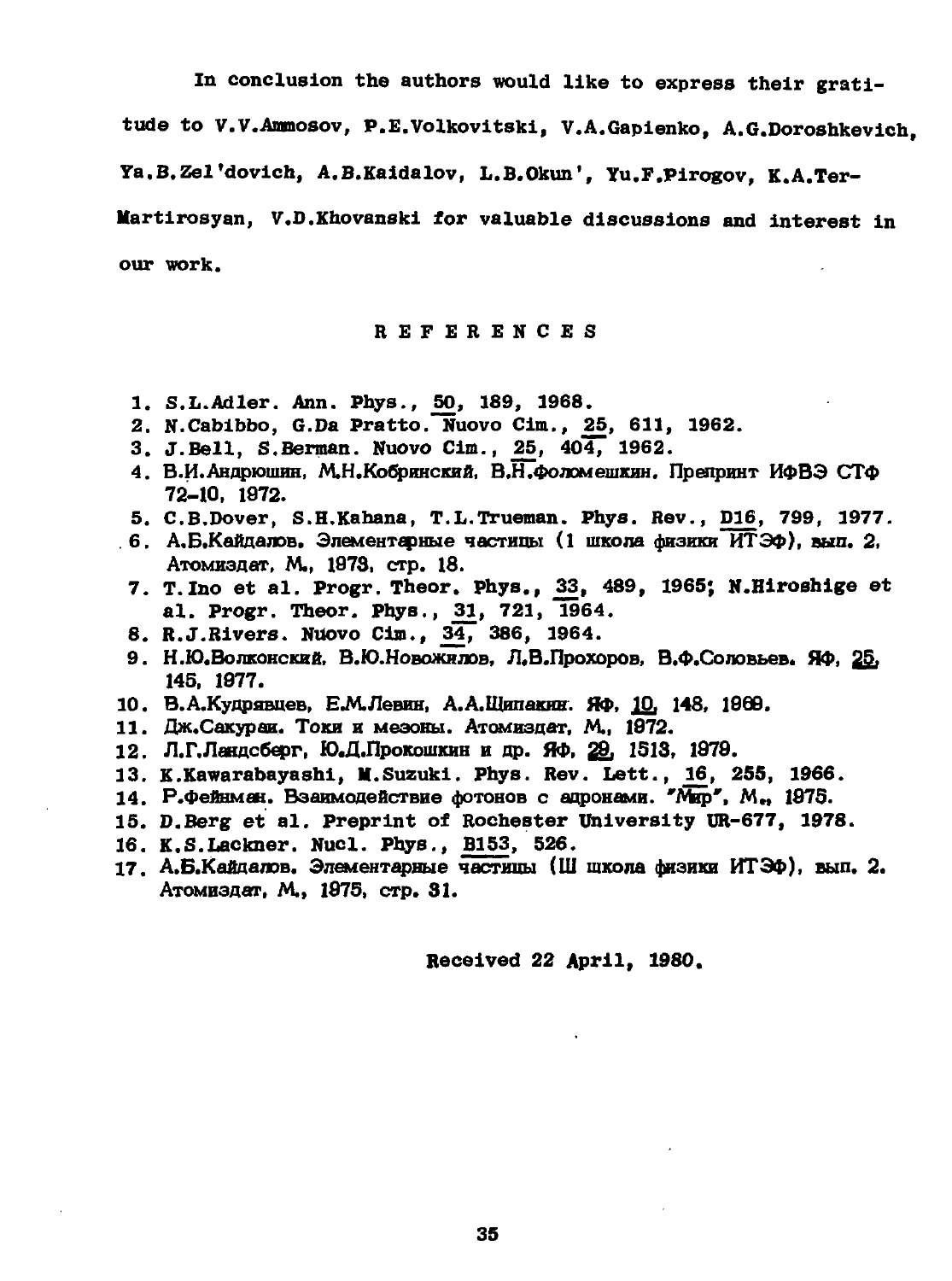In conclusion the authors would like to express their gratitude to V.V.Ammosov, P.E.Volkovitski, V.A.Gapienko, A.G.Doroshkevich, Ya.B.Zel'dovich, A.B.Kaidalov, L.B.Okun', Yu.F.Pirogov, K.A.Ter-Martirosyan, V.D.Khovanski for valuable discussions and interest in our work.

## REFERENCES

1. S.L.Adler. Ann. Phys., 50, 189, 1968.
2. N.Cabibbo, G.Da Pratto. Nuovo Cim., 25, 611, 1962.
3. J.Bell, S.Berman. Nuovo Cim., 25, 404, 1962.
4. В.И.Андрюшин, М.Н.Кобринский, В.Н.Фоломешкин. Препринт ИФВЭ СТФ 72-10, 1972.
5. C.B.Dover, S.H.Kahana, T.L.Trueman. Phys. Rev., D16, 799, 1977.
6. А.Б.Кайдалов. Элементарные частицы (1 школа физики ИТЭФ), вып. 2, Атомиздат, М., 1973, стр. 18.
7. T.Ino et al. Progr. Theor. Phys., 33, 489, 1965; N.Hiroshige et al. Progr. Theor. Phys., 31, 721, 1964.
8. R.J.Rivers. Nuovo Cim., 34, 386, 1964.
9. Н.Ю.Волконский, В.Ю.Новожилов, Л.В.Прохоров, В.Ф.Соловьев. ЯФ, 25, 145, 1977.
10. В.А.Кудрявцев, Е.М.Левин, А.А.Щипакин. ЯФ, 10, 148, 1969.
11. Дж.Сакураи. Токи и мезоны. Атомиздат, М., 1972.
12. Л.Г.Ландсберг, Ю.Д.Прокошкин и др. ЯФ, 29, 1513, 1979.
13. K.Kawarabayashi, M.Suzuki. Phys. Rev. Lett., 16, 255, 1966.
14. Р.Фейнман. Взаимодействие фотонов с адронами. "Мир", М., 1975.
15. D.Berg et al. Preprint of Rochester University UR-677, 1978.
16. K.S.Lackner. Nucl. Phys., B153, 526.
17. А.Б.Кайдалов. Элементарные частицы (III школа физики ИТЭФ), вып. 2. Атомиздат, М., 1975, стр. 31.

Received 22 April, 1980.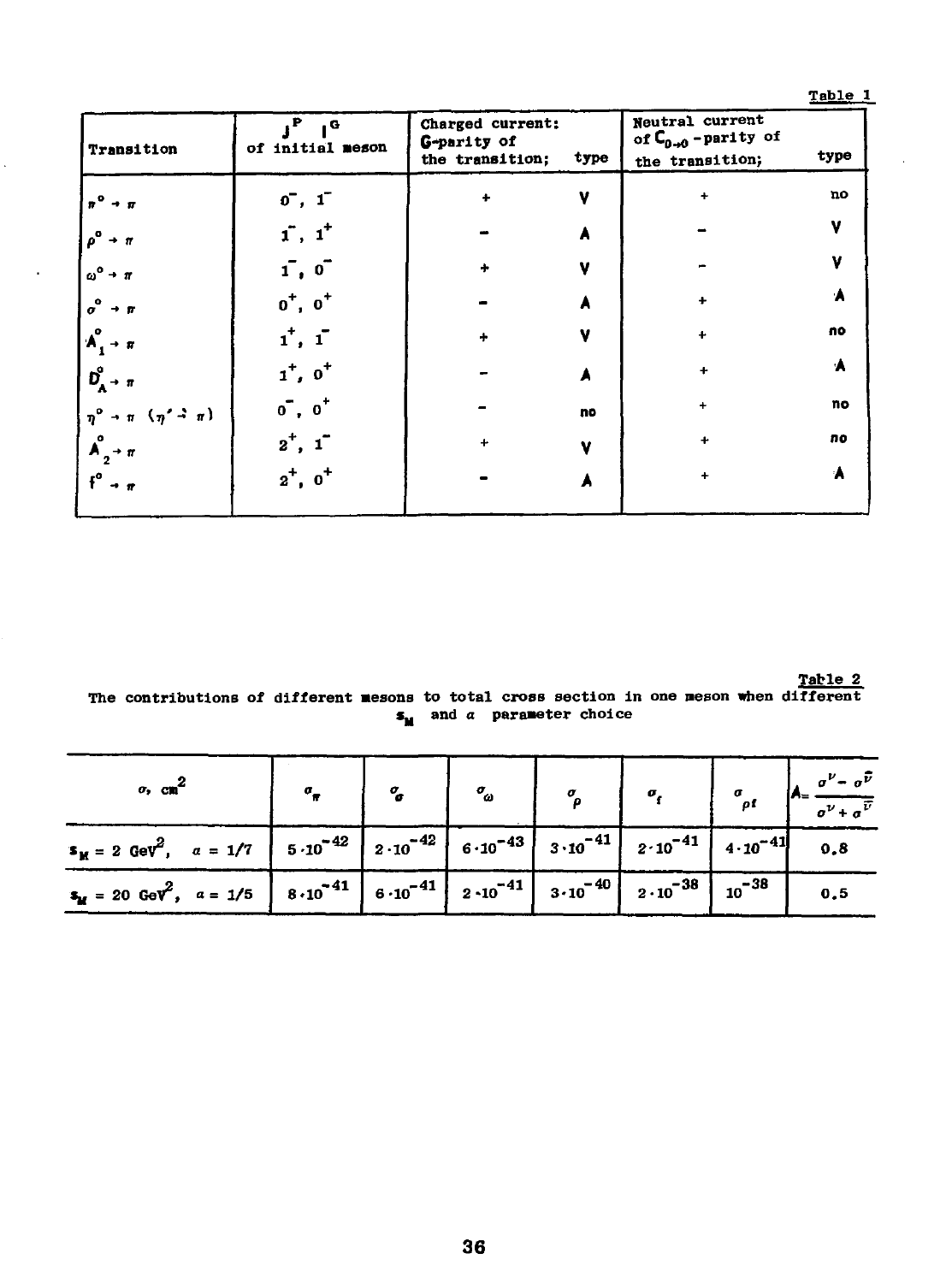Table 1

| Transition | $J^P$ $I^G$ of initial meson | Charged current: G-parity of the transition; | type | Neutral current of $C_{0\to 0}$-parity of the transition; | type |
|---|---|---|---|---|---|
| $\pi^0 \to \pi$ | $0^-$, $1^-$ | + | V | + | no |
| $\rho^0 \to \pi$ | $1^-$, $1^+$ | - | A | - | V |
| $\omega^0 \to \pi$ | $1^-$, $0^-$ | + | V | - | V |
| $\sigma^0 \to \pi$ | $0^+$, $0^+$ | - | A | + | A |
| $A_1^0 \to \pi$ | $1^+$, $1^-$ | + | V | + | no |
| $D_A^0 \to \pi$ | $1^+$, $0^+$ | - | A | + | A |
| $\eta^0 \to \pi$ $(\eta' \to \pi)$ | $0^-$, $0^+$ | - | no | + | no |
| $A_2^0 \to \pi$ | $2^+$, $1^-$ | + | V | + | no |
| $f^0 \to \pi$ | $2^+$, $0^+$ | - | A | + | A |

Table 2

The contributions of different mesons to total cross section in one meson when different $s_M$ and $a$ parameter choice

| $\sigma$, cm$^2$ | $\sigma_\pi$ | $\sigma_\sigma$ | $\sigma_\omega$ | $\sigma_\rho$ | $\sigma_f$ | $\sigma_{\rho f}$ | $A = \frac{\sigma^\nu - \sigma^{\bar\nu}}{\sigma^\nu + \sigma^{\bar\nu}}$ |
|---|---|---|---|---|---|---|---|
| $s_M = 2$ GeV$^2$, $a = 1/7$ | $5 \cdot 10^{-42}$ | $2 \cdot 10^{-42}$ | $6 \cdot 10^{-43}$ | $3 \cdot 10^{-41}$ | $2 \cdot 10^{-41}$ | $4 \cdot 10^{-41}$ | 0.8 |
| $s_M = 20$ GeV$^2$, $a = 1/5$ | $8 \cdot 10^{-41}$ | $6 \cdot 10^{-41}$ | $2 \cdot 10^{-41}$ | $3 \cdot 10^{-40}$ | $2 \cdot 10^{-38}$ | $10^{-38}$ | 0.5 |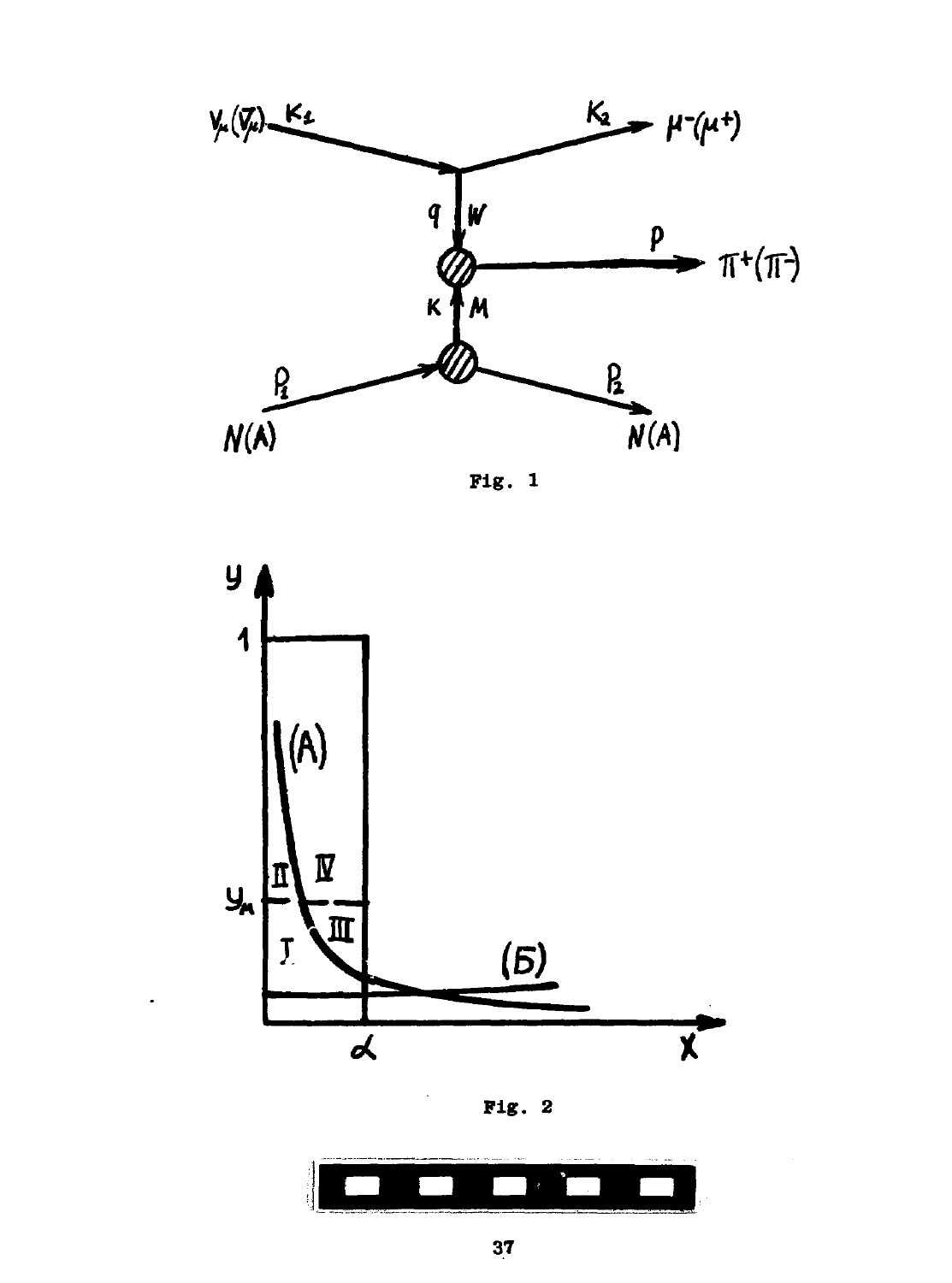Fig. 1

Fig. 2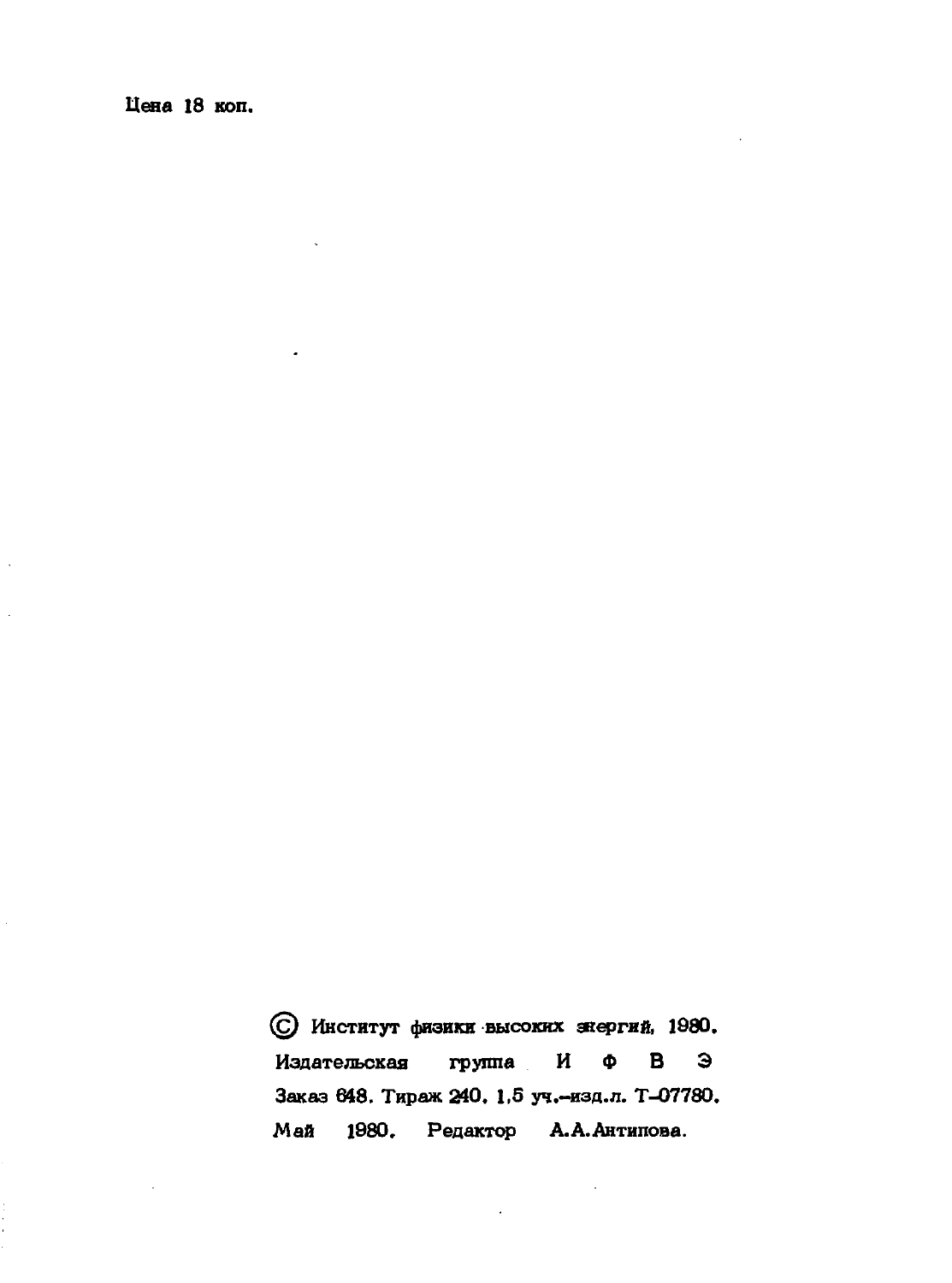Цена 18 коп.

© Институт физики высоких энергий, 1980.
Издательская группа И Ф В Э
Заказ 648. Тираж 240. 1,5 уч.-изд.л. Т-07780.
Май 1980. Редактор А.А.Антипова.